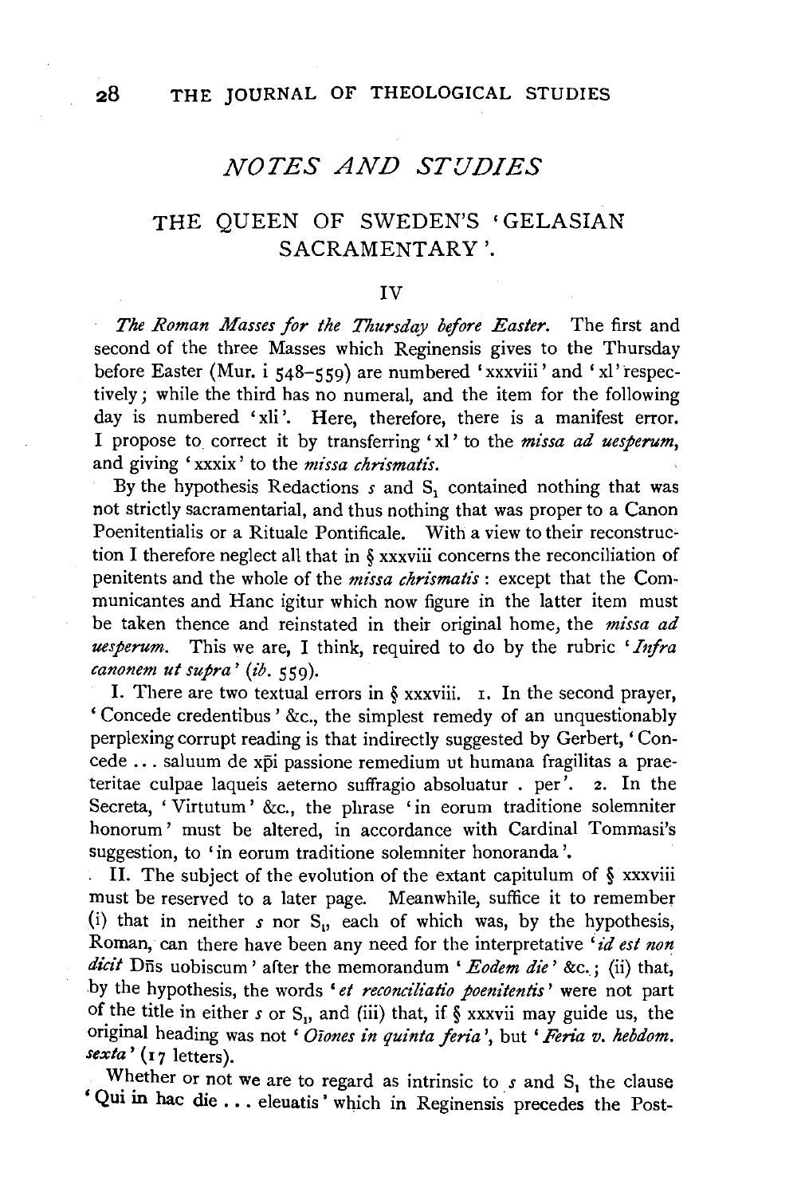## *NOTES AND STUDIES*

### THE QUEEN OF SWEDEN'S 'GELASIAN SACRAMENTARY'.

IV

*The Roman Masses for the Thursday before Easter.* The first and second of the three Masses which Reginensis gives to the Thursday before Easter (Mur. i 548–559) are numbered 'xxxviii' and 'xl' respectively; while the third has no numeral, and the item for the following day is numbered 'xli'. Here, therefore, there is a manifest error. I propose to correct it by transferring 'xl' to the *missa ad uesperum*, and giving 'xxxix' to the *missa chrismatis*.

By the hypothesis Redactions *s* and $S_1$ contained nothing that was not strictly sacramentarial, and thus nothing that was proper to a Canon Poenitentialis or a Rituale Pontificale. With a view to their reconstruction I therefore neglect all that in § xxxviii concerns the reconciliation of penitents and the whole of the *missa chrismatis*: except that the Communicantes and Hanc igitur which now figure in the latter item must be taken thence and reinstated in their original home, the *missa ad uesperum*. This we are, I think, required to do by the rubric '*Infra canonem ut supra*' (*ib.* 559).

I. There are two textual errors in § xxxviii. 1. In the second prayer, 'Concede credentibus' &c., the simplest remedy of an unquestionably perplexing corrupt reading is that indirectly suggested by Gerbert, 'Concede ... saluum de xp̄i passione remedium ut humana fragilitas a praeteritae culpae laqueis aeterno suffragio absoluatur . per'. 2. In the Secreta, 'Virtutum' &c., the phrase 'in eorum traditione solemniter honorum' must be altered, in accordance with Cardinal Tommasi's suggestion, to 'in eorum traditione solemniter honoranda'.

II. The subject of the evolution of the extant capitulum of § xxxviii must be reserved to a later page. Meanwhile, suffice it to remember (i) that in neither *s* nor $S_1$, each of which was, by the hypothesis, Roman, can there have been any need for the interpretative '*id est non dicit* Dn̄s uobiscum' after the memorandum '*Eodem die*' &c.; (ii) that, by the hypothesis, the words '*et reconciliatio poenitentis*' were not part of the title in either *s* or $S_1$, and (iii) that, if § xxxvii may guide us, the original heading was not '*Ōīones in quinta feria*', but '*Feria v. hebdom. sexta*' (17 letters).

Whether or not we are to regard as intrinsic to *s* and $S_1$ the clause 'Qui in hac die ... eleuatis' which in Reginensis precedes the Post-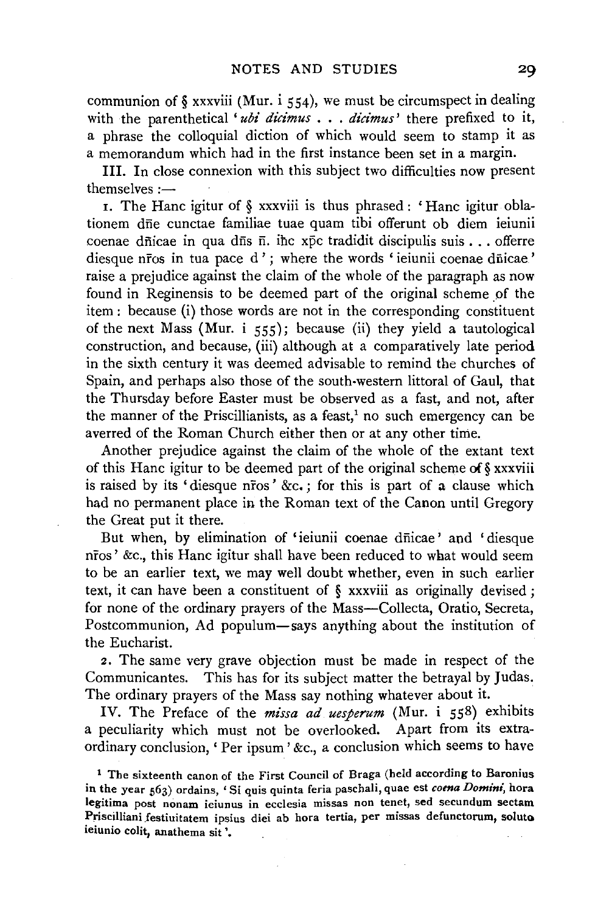communion of § xxxviii (Mur. i 554), we must be circumspect in dealing with the parenthetical '*ubi dicimus . . . dicimus*' there prefixed to it, a phrase the colloquial diction of which would seem to stamp it as a memorandum which had in the first instance been set in a margin.

III. In close connexion with this subject two difficulties now present themselves :—

1. The Hanc igitur of § xxxviii is thus phrased : 'Hanc igitur oblationem dñe cunctae familiae tuae quam tibi offerunt ob diem ieiunii coenae dñicae in qua dñs ñ. ihc xp̄c tradidit discipulis suis . . . offerre diesque nr̄os in tua pace d' ; where the words 'ieiunii coenae dñicae' raise a prejudice against the claim of the whole of the paragraph as now found in Reginensis to be deemed part of the original scheme of the item : because (i) those words are not in the corresponding constituent of the next Mass (Mur. i 555); because (ii) they yield a tautological construction, and because, (iii) although at a comparatively late period in the sixth century it was deemed advisable to remind the churches of Spain, and perhaps also those of the south-western littoral of Gaul, that the Thursday before Easter must be observed as a fast, and not, after the manner of the Priscillianists, as a feast,[1] no such emergency can be averred of the Roman Church either then or at any other time.

Another prejudice against the claim of the whole of the extant text of this Hanc igitur to be deemed part of the original scheme of § xxxviii is raised by its 'diesque nr̄os' &c. ; for this is part of a clause which had no permanent place in the Roman text of the Canon until Gregory the Great put it there.

But when, by elimination of 'ieiunii coenae dñicae' and 'diesque nr̄os' &c., this Hanc igitur shall have been reduced to what would seem to be an earlier text, we may well doubt whether, even in such earlier text, it can have been a constituent of § xxxviii as originally devised ; for none of the ordinary prayers of the Mass—Collecta, Oratio, Secreta, Postcommunion, Ad populum—says anything about the institution of the Eucharist.

2. The same very grave objection must be made in respect of the Communicantes. This has for its subject matter the betrayal by Judas. The ordinary prayers of the Mass say nothing whatever about it.

IV. The Preface of the *missa ad uesperum* (Mur. i 558) exhibits a peculiarity which must not be overlooked. Apart from its extraordinary conclusion, 'Per ipsum' &c., a conclusion which seems to have

[1] The sixteenth canon of the First Council of Braga (held according to Baronius in the year 563) ordains, 'Si quis quinta feria paschali, quae est *coena Domini*, hora legitima post nonam ieiunus in ecclesia missas non tenet, sed secundum sectam Priscilliani festiuitatem ipsius diei ab hora tertia, per missas defunctorum, soluto ieiunio colit, anathema sit'.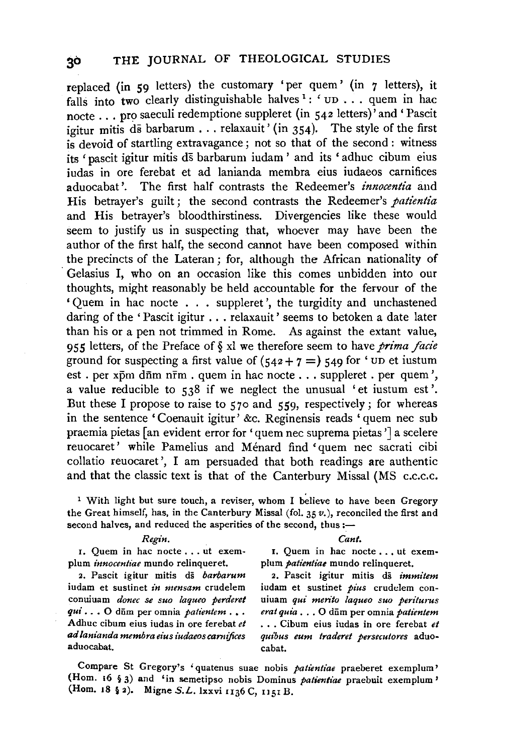replaced (in 59 letters) the customary 'per quem' (in 7 letters), it falls into two clearly distinguishable halves [1]: 'UD ... quem in hac nocte ... pro saeculi redemptione suppleret (in 542 letters)' and 'Pascit igitur mitis ds̄ barbarum ... relaxauit' (in 354). The style of the first is devoid of startling extravagance; not so that of the second: witness its 'pascit igitur mitis ds̄ barbarum iudam' and its 'adhuc cibum eius iudas in ore ferebat et ad lanianda membra eius iudaeos carnifices aduocabat'. The first half contrasts the Redeemer's *innocentia* and His betrayer's guilt; the second contrasts the Redeemer's *patientia* and His betrayer's bloodthirstiness. Divergencies like these would seem to justify us in suspecting that, whoever may have been the author of the first half, the second cannot have been composed within the precincts of the Lateran; for, although the African nationality of Gelasius I, who on an occasion like this comes unbidden into our thoughts, might reasonably be held accountable for the fervour of the 'Quem in hac nocte . . . suppleret', the turgidity and unchastened daring of the 'Pascit igitur . . . relaxauit' seems to betoken a date later than his or a pen not trimmed in Rome. As against the extant value, 955 letters, of the Preface of § xl we therefore seem to have *prima facie* ground for suspecting a first value of (542 + 7 =) 549 for 'UD et iustum est . per xp̄m dn̄m nr̄m . quem in hac nocte . . . suppleret . per quem', a value reducible to 538 if we neglect the unusual 'et iustum est'. But these I propose to raise to 570 and 559, respectively; for whereas in the sentence 'Coenauit igitur' &c. Reginensis reads 'quem nec sub praemia pietas [an evident error for 'quem nec suprema pietas'] a scelere reuocaret' while Pamelius and Ménard find 'quem nec sacrati cibi collatio reuocaret', I am persuaded that both readings are authentic and that the classic text is that of the Canterbury Missal (MS C.C.C.C.

---

[1] With light but sure touch, a reviser, whom I believe to have been Gregory the Great himself, has, in the Canterbury Missal (fol. 35 *v.*), reconciled the first and second halves, and reduced the asperities of the second, thus:—

| *Regin.* | *Cant.* |
|---|---|
| 1. Quem in hac nocte . . . ut exemplum *innocentiae* mundo relinqueret. | 1. Quem in hac nocte . . . ut exemplum *patientiae* mundo relinqueret. |
| 2. Pascit igitur mitis ds̄ *barbarum* iudam et sustinet *in mensam* crudelem conuiuam *donec se suo laqueo perderet qui* . . . O dn̄m per omnia *patientem* . . . Adhuc cibum eius iudas in ore ferebat *et ad lanianda membra eius iudaeos carnifices* aduocabat. | 2. Pascit igitur mitis ds̄ *immitem* iudam et sustinet *pius* crudelem conuiuam *qui merito laqueo suo periturus erat quia* . . . O dn̄m per omnia *patientem* . . . Cibum eius iudas in ore ferebat *et quibus eum traderet persecutores* aduocabat. |

Compare St Gregory's 'quatenus suae nobis *patientiae* praeberet exemplum' (Hom. 16 § 3) and 'in semetipso nobis Dominus *patientiae* praebuit exemplum' (Hom. 18 § 2). Migne *S.L.* lxxvi 1136 C, 1151 B.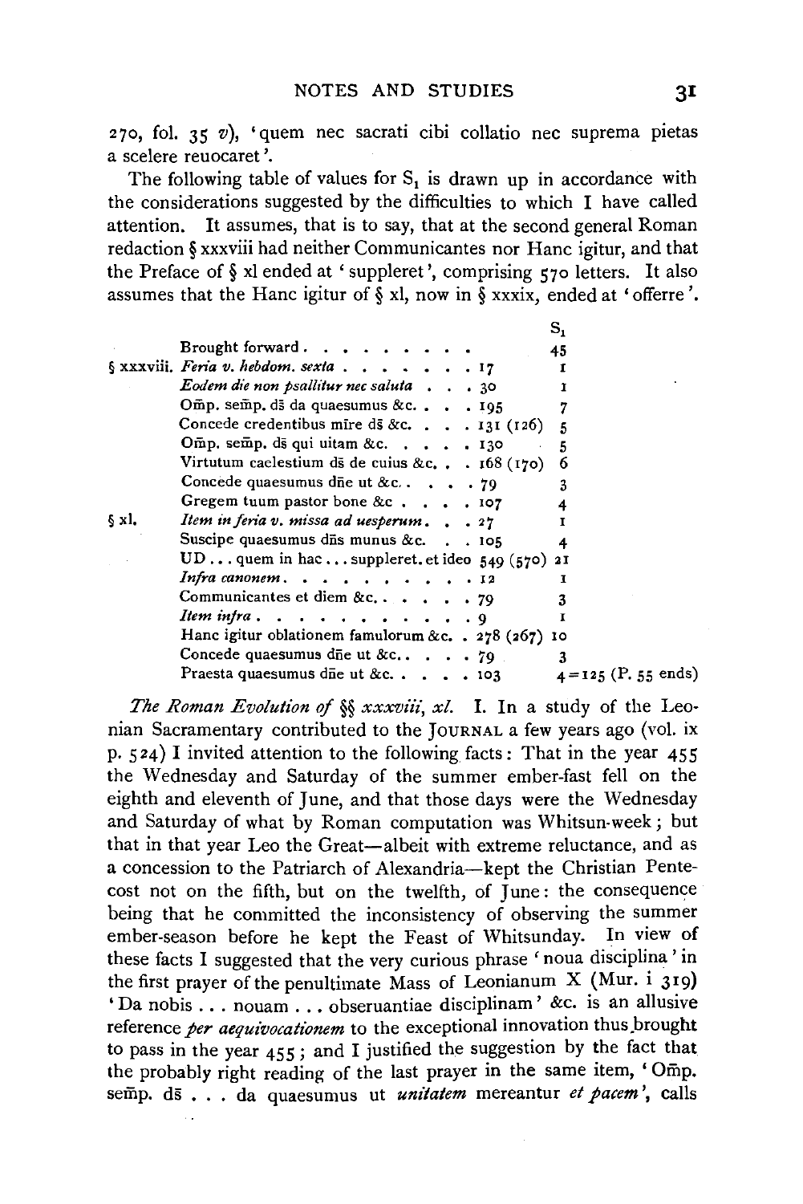270, fol. 35 *v*), 'quem nec sacrati cibi collatio nec suprema pietas a scelere reuocaret'.

The following table of values for $S_1$ is drawn up in accordance with the considerations suggested by the difficulties to which I have called attention. It assumes, that is to say, that at the second general Roman redaction § xxxviii had neither Communicantes nor Hanc igitur, and that the Preface of § xl ended at 'suppleret', comprising 570 letters. It also assumes that the Hanc igitur of § xl, now in § xxxix, ended at 'offerre'.

| | | | $S_1$ |
|---|---|---|---|
| | Brought forward | | 45 |
| § xxxviii. | *Feria v. hebdom. sexta* | 17 | 1 |
| | *Eodem die non psallitur nec saluta* | 30 | 1 |
| | Om̄p. sem̄p. ds̄ da quaesumus &c. | 195 | 7 |
| | Concede credentibus mīre ds̄ &c. | 131 (126) | 5 |
| | Om̄p. sem̄p. ds̄ qui uitam &c. | 130 | 5 |
| | Virtutum caelestium ds̄ de cuius &c. | 168 (170) | 6 |
| | Concede quaesumus dn̄e ut &c. | 79 | 3 |
| | Gregem tuum pastor bone &c | 107 | 4 |
| § xl. | *Item in feria v. missa ad uesperum* | 27 | 1 |
| | Suscipe quaesumus dn̄s munus &c. | 105 | 4 |
| | UD . . . quem in hac . . . suppleret. et ideo | 549 (570) | 21 |
| | *Infra canonem* | 12 | 1 |
| | Communicantes et diem &c. | 79 | 3 |
| | *Item infra* | 9 | 1 |
| | Hanc igitur oblationem famulorum &c. | 278 (267) | 10 |
| | Concede quaesumus dn̄e ut &c. | 79 | 3 |
| | Praesta quaesumus dn̄e ut &c. | 103 | 4 = 125 (P. 55 ends) |

*The Roman Evolution of §§ xxxviii, xl.* I. In a study of the Leonian Sacramentary contributed to the JOURNAL a few years ago (vol. ix p. 524) I invited attention to the following facts: That in the year 455 the Wednesday and Saturday of the summer ember-fast fell on the eighth and eleventh of June, and that those days were the Wednesday and Saturday of what by Roman computation was Whitsun-week; but that in that year Leo the Great—albeit with extreme reluctance, and as a concession to the Patriarch of Alexandria—kept the Christian Pentecost not on the fifth, but on the twelfth, of June: the consequence being that he committed the inconsistency of observing the summer ember-season before he kept the Feast of Whitsunday. In view of these facts I suggested that the very curious phrase 'noua disciplina' in the first prayer of the penultimate Mass of Leonianum X (Mur. i 319) 'Da nobis . . . nouam . . . obseruantiae disciplinam' &c. is an allusive reference *per aequivocationem* to the exceptional innovation thus brought to pass in the year 455; and I justified the suggestion by the fact that the probably right reading of the last prayer in the same item, 'Om̄p. sem̄p. ds̄ . . . da quaesumus ut *unitatem* mereantur *et pacem*', calls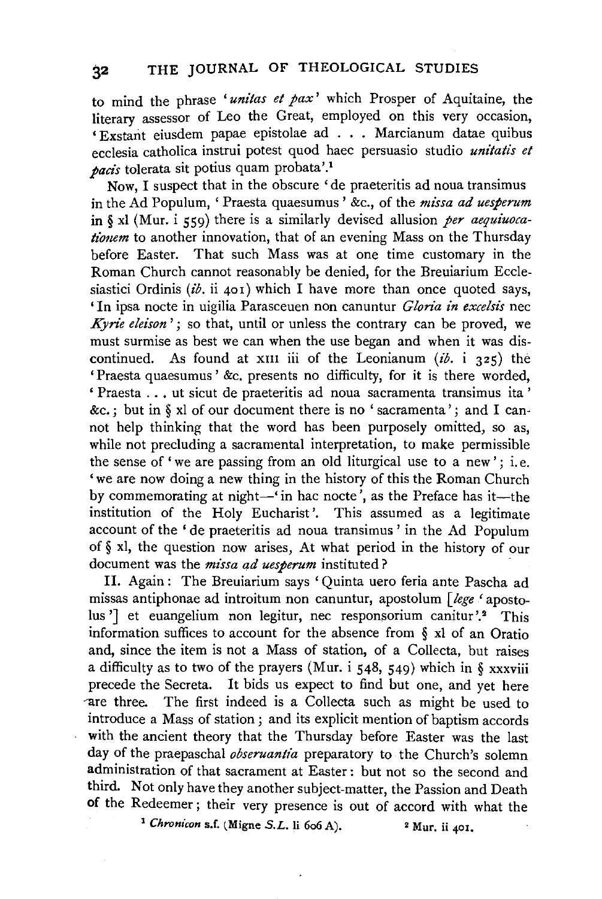to mind the phrase '*unitas et pax*' which Prosper of Aquitaine, the literary assessor of Leo the Great, employed on this very occasion, 'Exstant eiusdem papae epistolae ad . . . Marcianum datae quibus ecclesia catholica instrui potest quod haec persuasio studio *unitatis et pacis* tolerata sit potius quam probata'.[1]

Now, I suspect that in the obscure 'de praeteritis ad noua transimus in the Ad Populum, 'Praesta quaesumus' &c., of the *missa ad uesperum* in § xl (Mur. i 559) there is a similarly devised allusion *per aequiuocationem* to another innovation, that of an evening Mass on the Thursday before Easter. That such Mass was at one time customary in the Roman Church cannot reasonably be denied, for the Breuiarium Ecclesiastici Ordinis (*ib.* ii 401) which I have more than once quoted says, 'In ipsa nocte in uigilia Parasceuen non canuntur *Gloria in excelsis* nec *Kyrie eleison*'; so that, until or unless the contrary can be proved, we must surmise as best we can when the use began and when it was discontinued. As found at XIII iii of the Leonianum (*ib.* i 325) the 'Praesta quaesumus' &c. presents no difficulty, for it is there worded, 'Praesta . . . ut sicut de praeteritis ad noua sacramenta transimus ita' &c.; but in § xl of our document there is no 'sacramenta'; and I cannot help thinking that the word has been purposely omitted, so as, while not precluding a sacramental interpretation, to make permissible the sense of 'we are passing from an old liturgical use to a new'; i.e. 'we are now doing a new thing in the history of this the Roman Church by commemorating at night—'in hac nocte', as the Preface has it—the institution of the Holy Eucharist'. This assumed as a legitimate account of the 'de praeteritis ad noua transimus' in the Ad Populum of § xl, the question now arises, At what period in the history of our document was the *missa ad uesperum* instituted?

II. Again: The Breuiarium says 'Quinta uero feria ante Pascha ad missas antiphonae ad introitum non canuntur, apostolum [*lege* 'apostolus'] et euangelium non legitur, nec responsorium canitur'.[2] This information suffices to account for the absence from § xl of an Oratio and, since the item is not a Mass of station, of a Collecta, but raises a difficulty as to two of the prayers (Mur. i 548, 549) which in § xxxviii precede the Secreta. It bids us expect to find but one, and yet here are three. The first indeed is a Collecta such as might be used to introduce a Mass of station; and its explicit mention of baptism accords with the ancient theory that the Thursday before Easter was the last day of the praepaschal *obseruantia* preparatory to the Church's solemn administration of that sacrament at Easter: but not so the second and third. Not only have they another subject-matter, the Passion and Death of the Redeemer; their very presence is out of accord with what the

[1] *Chronicon* s.f. (Migne *S.L.* li 606 A).   [2] Mur. ii 401.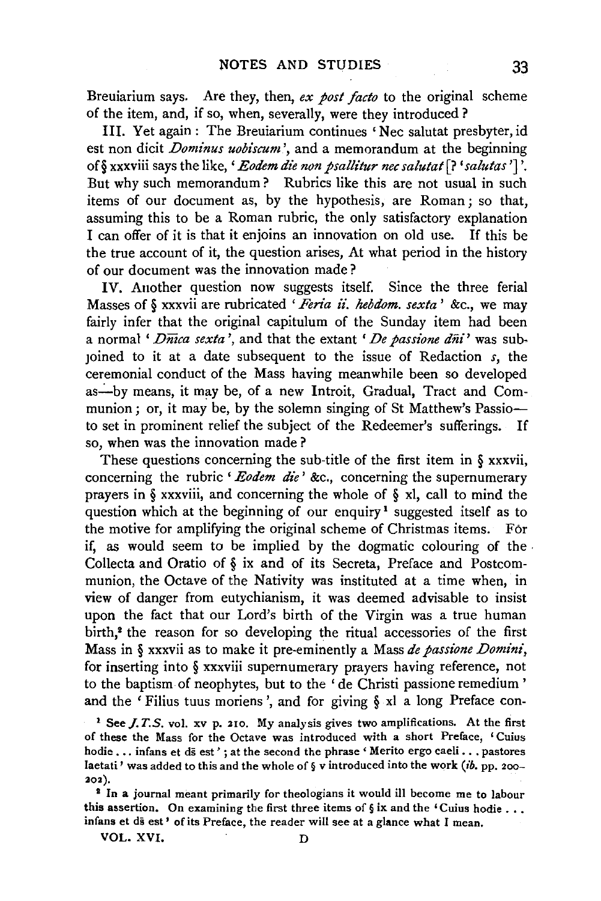Breuiarium says. Are they, then, *ex post facto* to the original scheme of the item, and, if so, when, severally, were they introduced?

III. Yet again: The Breuiarium continues 'Nec salutat presbyter, id est non dicit *Dominus uobiscum*', and a memorandum at the beginning of § xxxviii says the like, '*Eodem die non psallitur nec salutat* [? '*salutas*']'. But why such memorandum? Rubrics like this are not usual in such items of our document as, by the hypothesis, are Roman; so that, assuming this to be a Roman rubric, the only satisfactory explanation I can offer of it is that it enjoins an innovation on old use. If this be the true account of it, the question arises, At what period in the history of our document was the innovation made?

IV. Another question now suggests itself. Since the three ferial Masses of § xxxvii are rubricated '*Feria ii. hebdom. sexta*' &c., we may fairly infer that the original capitulum of the Sunday item had been a normal '*Dn̄ica sexta*', and that the extant '*De passione dn̄i*' was subjoined to it at a date subsequent to the issue of Redaction *s*, the ceremonial conduct of the Mass having meanwhile been so developed as—by means, it may be, of a new Introit, Gradual, Tract and Communion; or, it may be, by the solemn singing of St Matthew's Passio—to set in prominent relief the subject of the Redeemer's sufferings. If so, when was the innovation made?

These questions concerning the sub-title of the first item in § xxxvii, concerning the rubric '*Eodem die*' &c., concerning the supernumerary prayers in § xxxviii, and concerning the whole of § xl, call to mind the question which at the beginning of our enquiry[1] suggested itself as to the motive for amplifying the original scheme of Christmas items. For if, as would seem to be implied by the dogmatic colouring of the Collecta and Oratio of § ix and of its Secreta, Preface and Postcommunion, the Octave of the Nativity was instituted at a time when, in view of danger from eutychianism, it was deemed advisable to insist upon the fact that our Lord's birth of the Virgin was a true human birth,[2] the reason for so developing the ritual accessories of the first Mass in § xxxvii as to make it pre-eminently a Mass *de passione Domini*, for inserting into § xxxviii supernumerary prayers having reference, not to the baptism of neophytes, but to the 'de Christi passione remedium' and the 'Filius tuus moriens', and for giving § xl a long Preface con-

[1] See *J.T.S.* vol. xv p. 210. My analysis gives two amplifications. At the first of these the Mass for the Octave was introduced with a short Preface, 'Cuius hodie . . . infans et ds̄ est'; at the second the phrase 'Merito ergo caeli . . . pastores laetati' was added to this and the whole of § v introduced into the work (*ib.* pp. 200–202).

[2] In a journal meant primarily for theologians it would ill become me to labour this assertion. On examining the first three items of § ix and the 'Cuius hodie . . . infans et ds̄ est' of its Preface, the reader will see at a glance what I mean.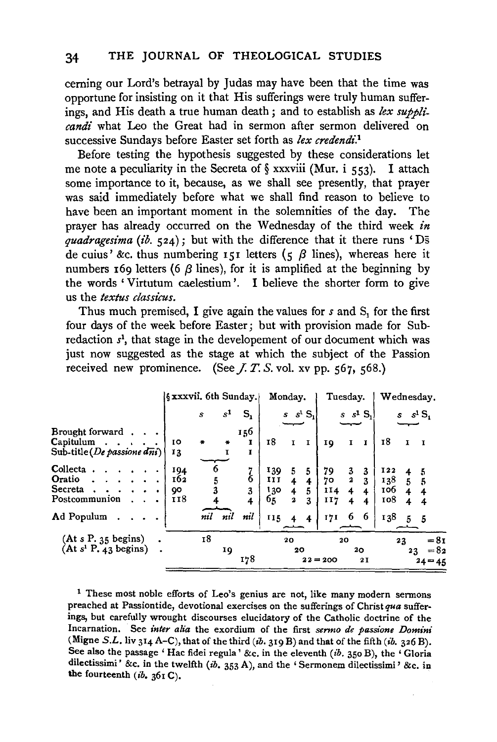cerning our Lord's betrayal by Judas may have been that the time was opportune for insisting on it that His sufferings were truly human sufferings, and His death a true human death; and to establish as *lex supplicandi* what Leo the Great had in sermon after sermon delivered on successive Sundays before Easter set forth as *lex credendi*.[1]

Before testing the hypothesis suggested by these considerations let me note a peculiarity in the Secreta of § xxxviii (Mur. i 553). I attach some importance to it, because, as we shall see presently, that prayer was said immediately before what we shall find reason to believe to have been an important moment in the solemnities of the day. The prayer has already occurred on the Wednesday of the third week *in quadragesima* (*ib.* 524); but with the difference that it there runs 'Ds̄ de cuius' &c. thus numbering 151 letters (5 β lines), whereas here it numbers 169 letters (6 β lines), for it is amplified at the beginning by the words 'Virtutum caelestium'. I believe the shorter form to give us the *textus classicus*.

Thus much premised, I give again the values for $s$ and $S_1$ for the first four days of the week before Easter; but with provision made for Subredaction $s^1$, that stage in the developement of our document which was just now suggested as the stage at which the subject of the Passion received new prominence. (See *J. T. S.* vol. xv pp. 567, 568.)

| | § xxxvii. 6th Sunday. | | | Monday. | | | Tuesday. | | | Wednesday. | | |
|---|---|---|---|---|---|---|---|---|---|---|---|---|
| | $s$ | $s^1$ | $S_1$ | $s$ | $s^1$ | $S_1$ | $s$ | $s^1$ | $S_1$ | $s$ | $s^1$ | $S_1$ |
| Brought forward | | | 156 | | | | | | | | | |
| Capitulum | 10 | * | * 1 | 18 | 1 | 1 | 19 | 1 | 1 | 18 | 1 | 1 |
| Sub-title (*De passione dn̄i*) | 13 | 1 | 1 | | | | | | | | | |
| Collecta | 194 | 6 | 7 | 139 | 5 | 5 | 79 | 3 | 3 | 122 | 4 | 5 |
| Oratio | 162 | 5 | 6 | 111 | 4 | 4 | 70 | 2 | 3 | 138 | 5 | 5 |
| Secreta | 90 | 3 | 3 | 130 | 4 | 5 | 114 | 4 | 4 | 106 | 4 | 4 |
| Postcommunion | 118 | 4 | 4 | 65 | 2 | 3 | 117 | 4 | 4 | 108 | 4 | 4 |
| Ad Populum | | *nil* | *nil* *nil* | 115 | 4 | 4 | 171 | 6 | 6 | 138 | 5 | 5 |
| (At $s$ P. 35 begins) | 18 | | | 20 | | | 20 | | | 23 | | = 81 |
| (At $s^1$ P. 43 begins) | | 19 | | | 20 | | | 20 | | | 23 | = 82 |
| | | | 178 | | | 22 = 200 | | | 21 | | | 24 = 45 |

[1] These most noble efforts of Leo's genius are not, like many modern sermons preached at Passiontide, devotional exercises on the sufferings of Christ *qua* sufferings, but carefully wrought discourses elucidatory of the Catholic doctrine of the Incarnation. See *inter alia* the exordium of the first *sermo de passione Domini* (Migne *S.L.* liv 314 A–C), that of the third (*ib.* 319 B) and that of the fifth (*ib.* 326 B). See also the passage 'Hac fidei regula' &c. in the eleventh (*ib.* 350 B), the 'Gloria dilectissimi' &c. in the twelfth (*ib.* 353 A), and the 'Sermonem dilectissimi' &c. in the fourteenth (*ib.* 361 C).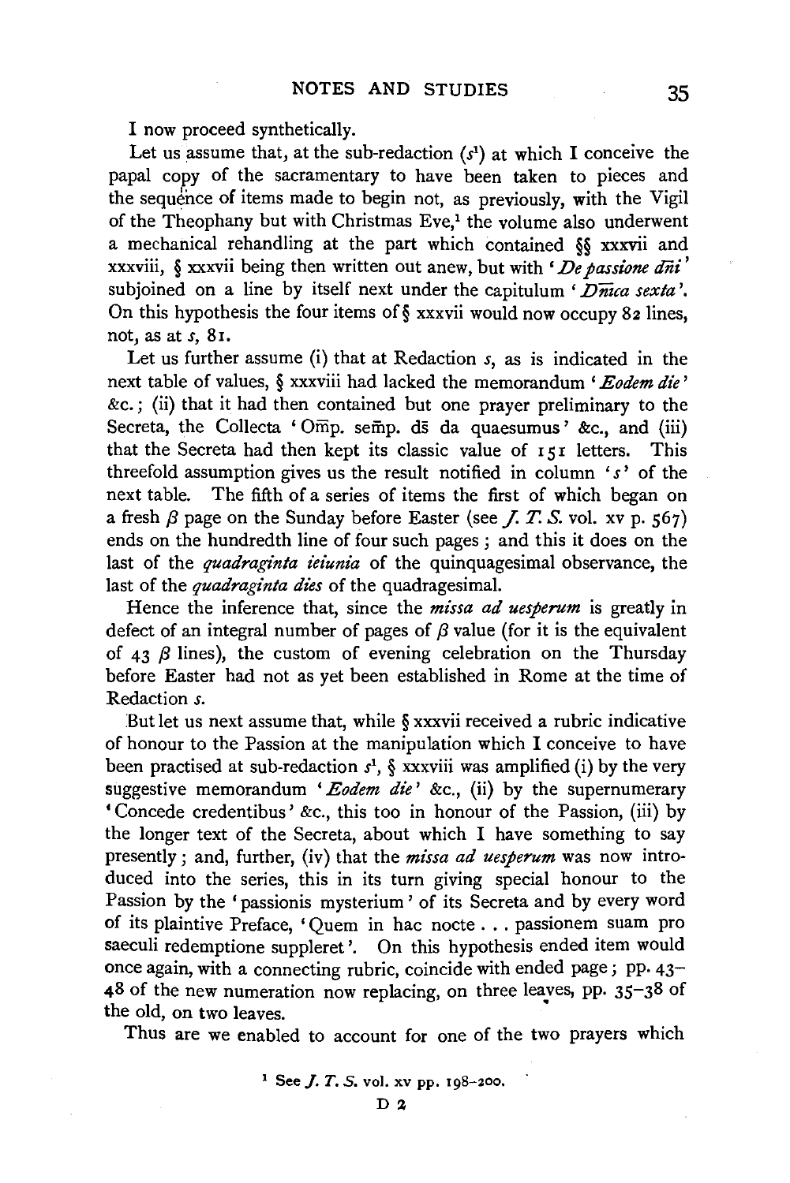I now proceed synthetically.

Let us assume that, at the sub-redaction ($s^1$) at which I conceive the papal copy of the sacramentary to have been taken to pieces and the sequence of items made to begin not, as previously, with the Vigil of the Theophany but with Christmas Eve,[1] the volume also underwent a mechanical rehandling at the part which contained §§ xxxvii and xxxviii, § xxxvii being then written out anew, but with '*De passione dn̄i*' subjoined on a line by itself next under the capitulum '*Dn̄ica sexta*'. On this hypothesis the four items of § xxxvii would now occupy 82 lines, not, as at *s*, 81.

Let us further assume (i) that at Redaction *s*, as is indicated in the next table of values, § xxxviii had lacked the memorandum '*Eodem die*' &c.; (ii) that it had then contained but one prayer preliminary to the Secreta, the Collecta 'Om̄p. sem̄p. ds̄ da quaesumus' &c., and (iii) that the Secreta had then kept its classic value of 151 letters. This threefold assumption gives us the result notified in column '*s*' of the next table. The fifth of a series of items the first of which began on a fresh $\beta$ page on the Sunday before Easter (see *J. T. S.* vol. xv p. 567) ends on the hundredth line of four such pages; and this it does on the last of the *quadraginta ieiunia* of the quinquagesimal observance, the last of the *quadraginta dies* of the quadragesimal.

Hence the inference that, since the *missa ad uesperum* is greatly in defect of an integral number of pages of $\beta$ value (for it is the equivalent of 43 $\beta$ lines), the custom of evening celebration on the Thursday before Easter had not as yet been established in Rome at the time of Redaction *s*.

But let us next assume that, while § xxxvii received a rubric indicative of honour to the Passion at the manipulation which I conceive to have been practised at sub-redaction $s^1$, § xxxviii was amplified (i) by the very suggestive memorandum '*Eodem die*' &c., (ii) by the supernumerary 'Concede credentibus' &c., this too in honour of the Passion, (iii) by the longer text of the Secreta, about which I have something to say presently; and, further, (iv) that the *missa ad uesperum* was now introduced into the series, this in its turn giving special honour to the Passion by the 'passionis mysterium' of its Secreta and by every word of its plaintive Preface, 'Quem in hac nocte . . . passionem suam pro saeculi redemptione suppleret'. On this hypothesis ended item would once again, with a connecting rubric, coincide with ended page; pp. 43–48 of the new numeration now replacing, on three leaves, pp. 35–38 of the old, on two leaves.

Thus are we enabled to account for one of the two prayers which

[1] See *J. T. S.* vol. xv pp. 198–200.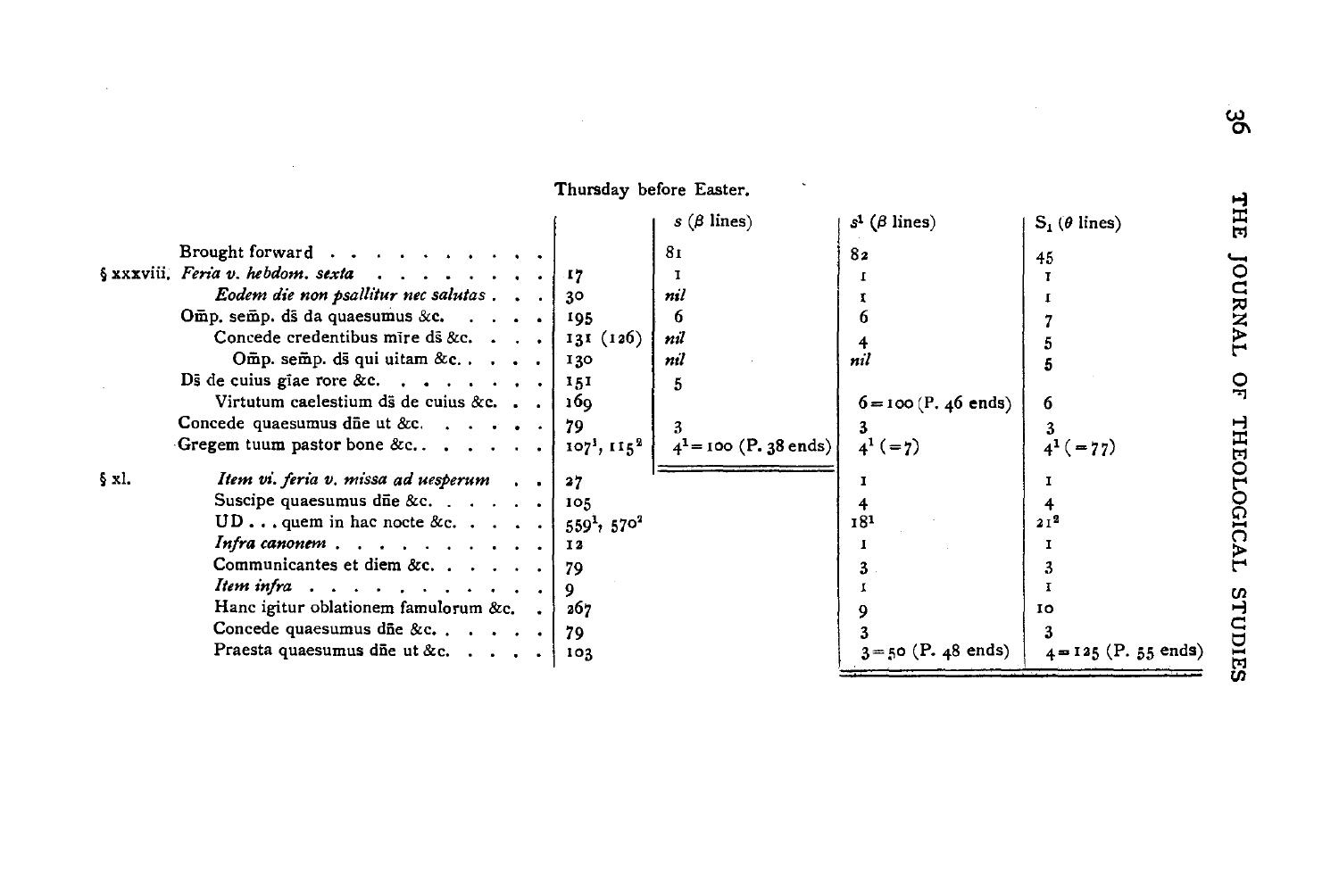Thursday before Easter.

| | | | s (β lines) | s¹ (β lines) | S₁ (θ lines) |
|---|---|---|---|---|---|
| | Brought forward | | 81 | 82 | 45 |
| § xxxviii. | *Feria v. hebdom. sexta* | 17 | 1 | 1 | 1 |
| | *Eodem die non psallitur nec salutas* | 30 | *nil* | 1 | 1 |
| | Om̄p. sem̄p. ds̄ da quaesumus &c. | 195 | 6 | 6 | 7 |
| | Concede credentibus mīre ds̄ &c. | 131 (126) | *nil* | 4 | 5 |
| | Om̄p. sem̄p. ds̄ qui uitam &c. | 130 | *nil* | *nil* | 5 |
| | Ds̄ de cuius gl̄ae rore &c. | 151 | 5 | | |
| | Virtutum caelestium ds̄ de cuius &c. | 169 | | 6 = 100 (P. 46 ends) | 6 |
| | Concede quaesumus dn̄e ut &c. | 79 | 3 | 3 | 3 |
| | Gregem tuum pastor bone &c. | 107¹, 115² | 4¹ = 100 (P. 38 ends) | 4¹ (= 7) | 4¹ (= 77) |
| § xl. | *Item vi. feria v. missa ad uesperum* | 27 | | 1 | 1 |
| | Suscipe quaesumus dn̄e &c. | 105 | | 4 | 4 |
| | UD . . . quem in hac nocte &c. | 559¹, 570² | | 18¹ | 21² |
| | *Infra canonem* | 12 | | 1 | 1 |
| | Communicantes et diem &c. | 79 | | 3 | 3 |
| | *Item infra* | 9 | | 1 | 1 |
| | Hanc igitur oblationem famulorum &c. | 267 | | 9 | 10 |
| | Concede quaesumus dn̄e &c. | 79 | | 3 | 3 |
| | Praesta quaesumus dn̄e ut &c. | 103 | | 3 = 50 (P. 48 ends) | 4 = 125 (P. 55 ends) |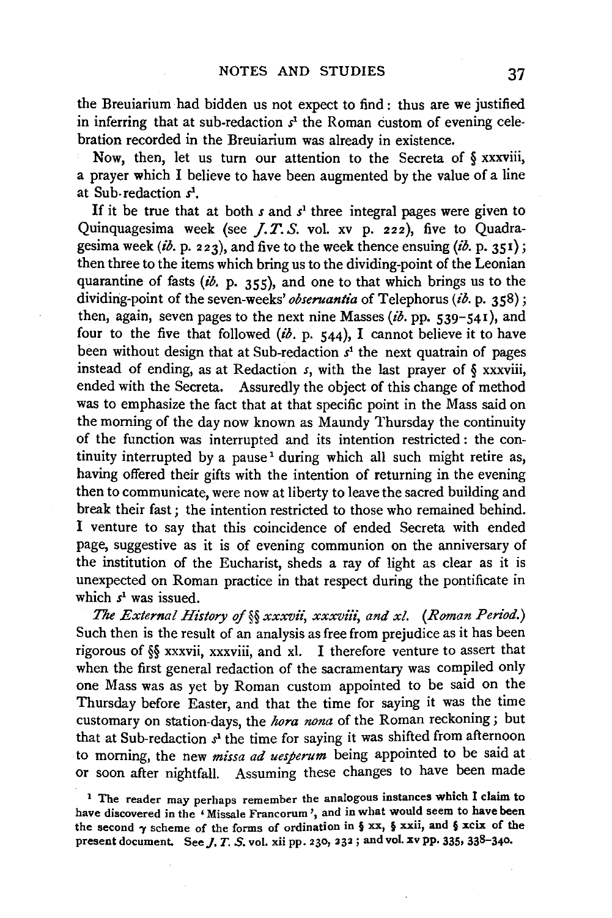the Breuiarium had bidden us not expect to find: thus are we justified in inferring that at sub-redaction $s^1$ the Roman custom of evening celebration recorded in the Breuiarium was already in existence.

Now, then, let us turn our attention to the Secreta of § xxxviii, a prayer which I believe to have been augmented by the value of a line at Sub-redaction $s^1$.

If it be true that at both $s$ and $s^1$ three integral pages were given to Quinquagesima week (see *J.T.S.* vol. xv p. 222), five to Quadragesima week (*ib.* p. 223), and five to the week thence ensuing (*ib.* p. 351); then three to the items which bring us to the dividing-point of the Leonian quarantine of fasts (*ib.* p. 355), and one to that which brings us to the dividing-point of the seven-weeks' *obseruantia* of Telephorus (*ib.* p. 358); then, again, seven pages to the next nine Masses (*ib.* pp. 539–541), and four to the five that followed (*ib.* p. 544), I cannot believe it to have been without design that at Sub-redaction $s^1$ the next quatrain of pages instead of ending, as at Redaction $s$, with the last prayer of § xxxviii, ended with the Secreta. Assuredly the object of this change of method was to emphasize the fact that at that specific point in the Mass said on the morning of the day now known as Maundy Thursday the continuity of the function was interrupted and its intention restricted: the continuity interrupted by a pause[1] during which all such might retire as, having offered their gifts with the intention of returning in the evening then to communicate, were now at liberty to leave the sacred building and break their fast; the intention restricted to those who remained behind. I venture to say that this coincidence of ended Secreta with ended page, suggestive as it is of evening communion on the anniversary of the institution of the Eucharist, sheds a ray of light as clear as it is unexpected on Roman practice in that respect during the pontificate in which $s^1$ was issued.

*The External History of §§ xxxvii, xxxviii, and xl. (Roman Period.)* Such then is the result of an analysis as free from prejudice as it has been rigorous of §§ xxxvii, xxxviii, and xl. I therefore venture to assert that when the first general redaction of the sacramentary was compiled only one Mass was as yet by Roman custom appointed to be said on the Thursday before Easter, and that the time for saying it was the time customary on station-days, the *hora nona* of the Roman reckoning; but that at Sub-redaction $s^1$ the time for saying it was shifted from afternoon to morning, the new *missa ad uesperum* being appointed to be said at or soon after nightfall. Assuming these changes to have been made

[1] The reader may perhaps remember the analogous instances which I claim to have discovered in the 'Missale Francorum', and in what would seem to have been the second $\gamma$ scheme of the forms of ordination in § xx, § xxii, and § xcix of the present document. See *J. T. S.* vol. xii pp. 230, 232; and vol. xv pp. 335, 338–340.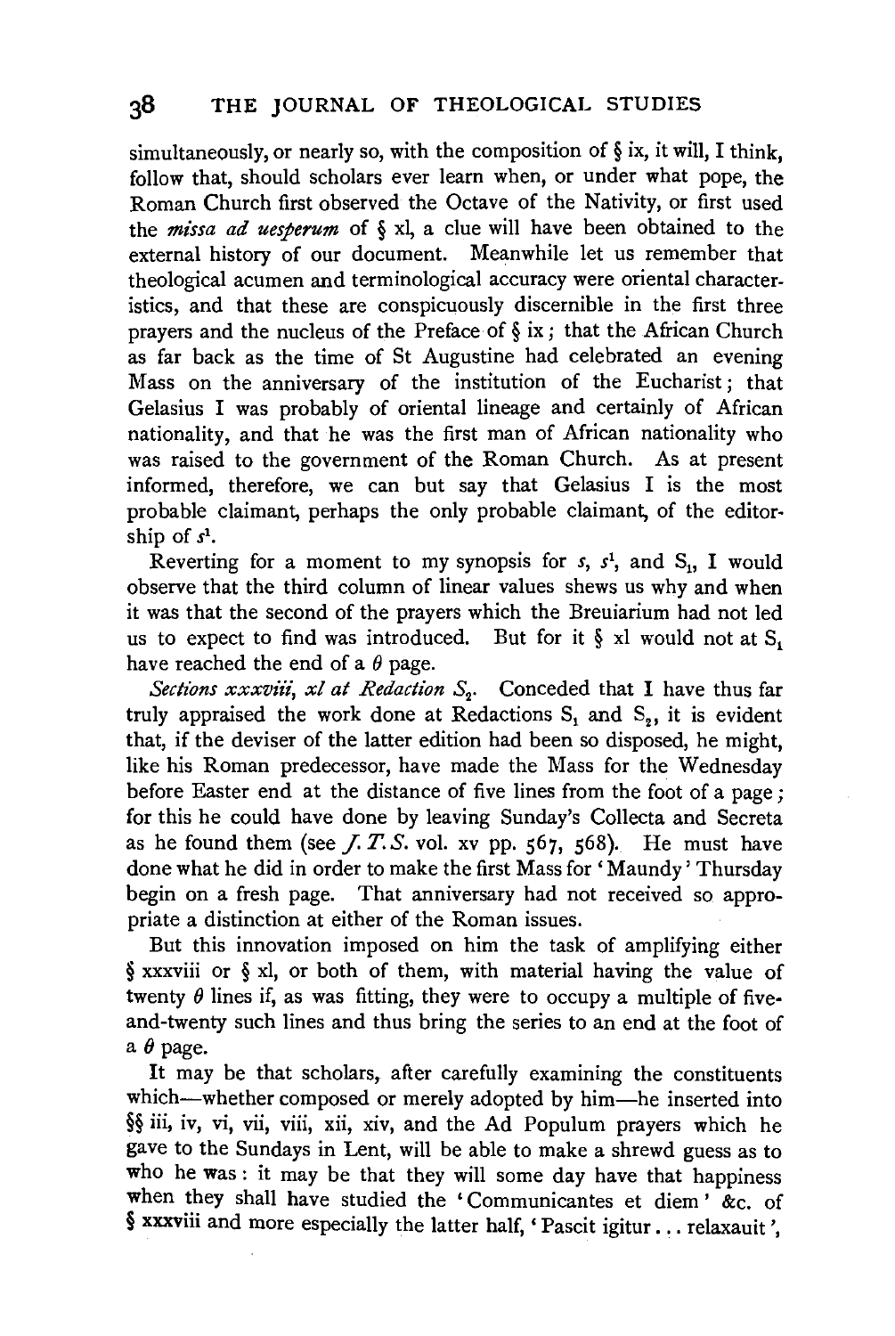simultaneously, or nearly so, with the composition of § ix, it will, I think, follow that, should scholars ever learn when, or under what pope, the Roman Church first observed the Octave of the Nativity, or first used the *missa ad uesperum* of § xl, a clue will have been obtained to the external history of our document. Meanwhile let us remember that theological acumen and terminological accuracy were oriental characteristics, and that these are conspicuously discernible in the first three prayers and the nucleus of the Preface of § ix; that the African Church as far back as the time of St Augustine had celebrated an evening Mass on the anniversary of the institution of the Eucharist; that Gelasius I was probably of oriental lineage and certainly of African nationality, and that he was the first man of African nationality who was raised to the government of the Roman Church. As at present informed, therefore, we can but say that Gelasius I is the most probable claimant, perhaps the only probable claimant, of the editorship of $s^1$.

Reverting for a moment to my synopsis for $s$, $s^1$, and $S_1$, I would observe that the third column of linear values shews us why and when it was that the second of the prayers which the Breuiarium had not led us to expect to find was introduced. But for it § xl would not at $S_1$ have reached the end of a $\theta$ page.

*Sections xxxviii, xl at Redaction* $S_2$. Conceded that I have thus far truly appraised the work done at Redactions $S_1$ and $S_2$, it is evident that, if the deviser of the latter edition had been so disposed, he might, like his Roman predecessor, have made the Mass for the Wednesday before Easter end at the distance of five lines from the foot of a page; for this he could have done by leaving Sunday's Collecta and Secreta as he found them (see *J. T. S.* vol. xv pp. 567, 568). He must have done what he did in order to make the first Mass for 'Maundy' Thursday begin on a fresh page. That anniversary had not received so appropriate a distinction at either of the Roman issues.

But this innovation imposed on him the task of amplifying either § xxxviii or § xl, or both of them, with material having the value of twenty $\theta$ lines if, as was fitting, they were to occupy a multiple of five-and-twenty such lines and thus bring the series to an end at the foot of a $\theta$ page.

It may be that scholars, after carefully examining the constituents which—whether composed or merely adopted by him—he inserted into §§ iii, iv, vi, vii, viii, xii, xiv, and the Ad Populum prayers which he gave to the Sundays in Lent, will be able to make a shrewd guess as to who he was: it may be that they will some day have that happiness when they shall have studied the 'Communicantes et diem' &c. of § xxxviii and more especially the latter half, 'Pascit igitur... relaxauit',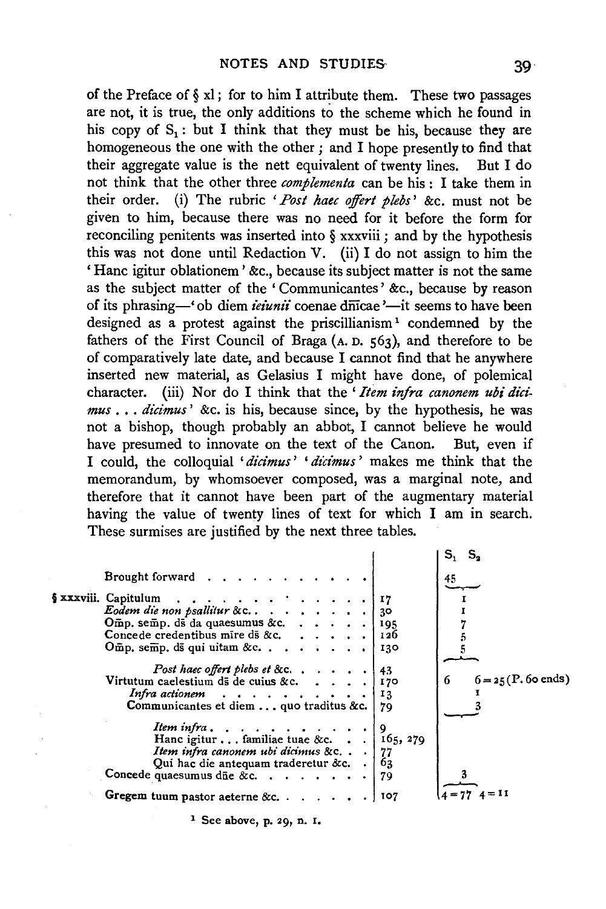of the Preface of § xl; for to him I attribute them. These two passages are not, it is true, the only additions to the scheme which he found in his copy of $S_1$: but I think that they must be his, because they are homogeneous the one with the other; and I hope presently to find that their aggregate value is the nett equivalent of twenty lines. But I do not think that the other three *complementa* can be his: I take them in their order. (i) The rubric '*Post haec offert plebs*' &c. must not be given to him, because there was no need for it before the form for reconciling penitents was inserted into § xxxviii; and by the hypothesis this was not done until Redaction V. (ii) I do not assign to him the 'Hanc igitur oblationem' &c., because its subject matter is not the same as the subject matter of the 'Communicantes' &c., because by reason of its phrasing—'ob diem *ieiunii* coenae dñicae'—it seems to have been designed as a protest against the priscillianism[1] condemned by the fathers of the First Council of Braga (A. D. 563), and therefore to be of comparatively late date, and because I cannot find that he anywhere inserted new material, as Gelasius I might have done, of polemical character. (iii) Nor do I think that the '*Item infra canonem ubi dicimus . . . dicimus*' &c. is his, because since, by the hypothesis, he was not a bishop, though probably an abbot, I cannot believe he would have presumed to innovate on the text of the Canon. But, even if I could, the colloquial '*dicimus*' '*dicimus*' makes me think that the memorandum, by whomsoever composed, was a marginal note, and therefore that it cannot have been part of the augmentary material having the value of twenty lines of text for which I am in search. These surmises are justified by the next three tables.

| | | | $S_1$ | $S_2$ |
|---|---|---|---|---|
| | Brought forward | | 45 | |
| § xxxviii. | Capitulum | 17 | 1 | |
| | *Eodem die non psallitur* &c. | 30 | 1 | |
| | Om̄p. sem̄p. ds̄ da quaesumus &c. | 195 | 7 | |
| | Concede credentibus mīre ds̄ &c. | 126 | 5 | |
| | Om̄p. sem̄p. ds̄ qui uitam &c. | 130 | 5 | |
| | *Post haec offert plebs et* &c. | 43 | | |
| | Virtutum caelestium ds̄ de cuius &c. | 170 | 6 | 6 = 25 (P. 60 ends) |
| | *Infra actionem* | 13 | | 1 |
| | Communicantes et diem . . . quo traditus &c. | 79 | | 3 |
| | *Item infra* | 9 | | |
| | Hanc igitur . . . familiae tuae &c. | 165, 279 | | |
| | *Item infra canonem ubi dicimus* &c. | 77 | | |
| | Qui hac die antequam traderetur &c. | 63 | | |
| | Concede quaesumus dn̄e &c. | 79 | 3 | |
| | Gregem tuum pastor aeterne &c. | 107 | 4 = 77 | 4 = 11 |

[1] See above, p. 29, n. 1.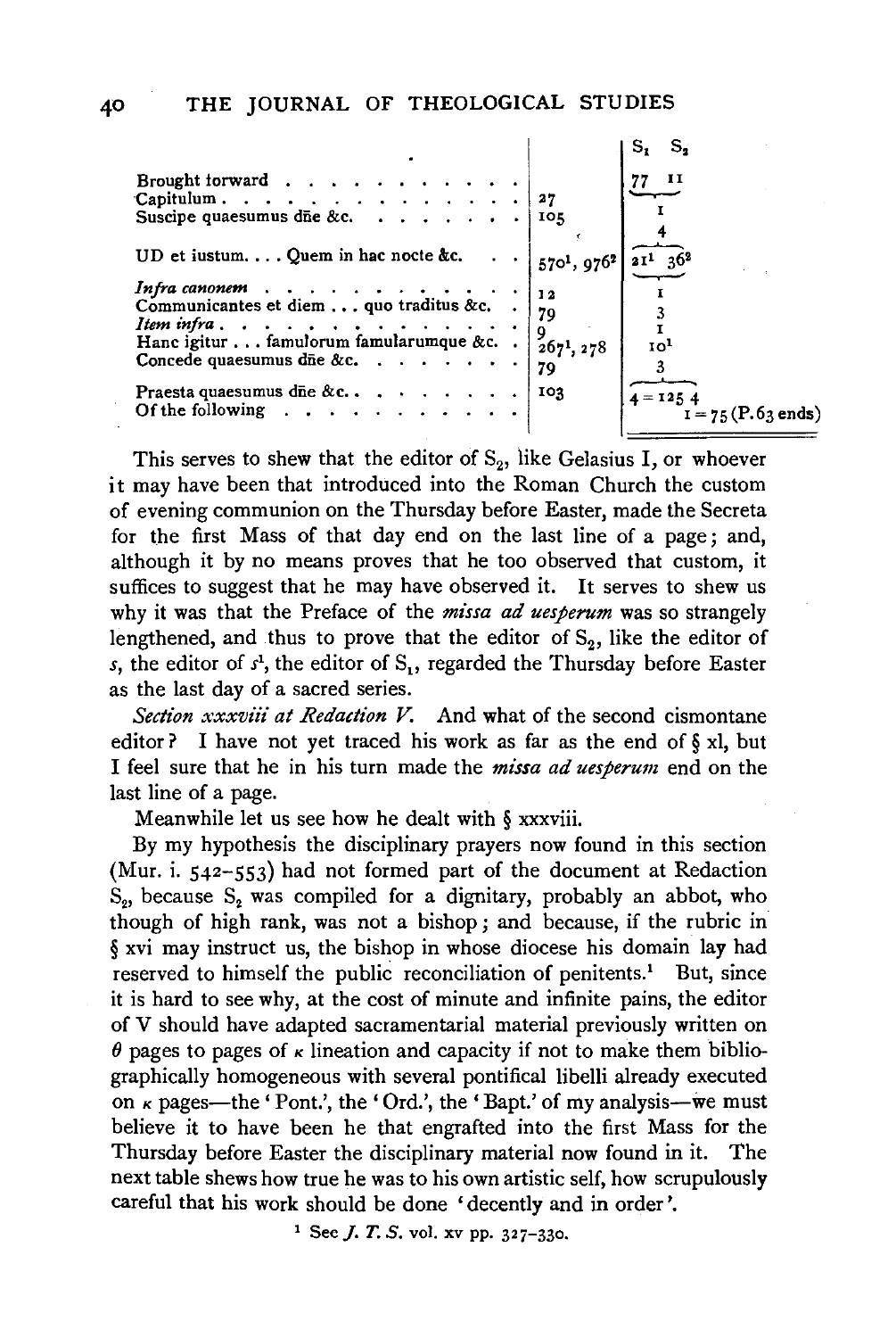| | | $S_1$ | $S_2$ |
|---|---|---|---|
| Brought forward | | 77 | 11 |
| Capitulum | 27 | | 1 |
| Suscipe quaesumus dñe &c. | 105 | | 4 |
| UD et iustum. . . . Quem in hac nocte &c. | 570[1], 976[2] | 21[1] | 36[2] |
| *Infra canonem* | 12 | | 1 |
| Communicantes et diem . . . quo traditus &c. | 79 | | 3 |
| *Item infra* | 9 | | 1 |
| Hanc igitur . . . famulorum famularumque &c. | 267[1], 278 | | 10[1] |
| Concede quaesumus dñe &c. | 79 | | 3 |
| Praesta quaesumus dñe &c. | 103 | 4 = 125 | 4 |
| Of the following | | | 1 = 75 (P. 63 ends) |

This serves to shew that the editor of $S_2$, like Gelasius I, or whoever it may have been that introduced into the Roman Church the custom of evening communion on the Thursday before Easter, made the Secreta for the first Mass of that day end on the last line of a page; and, although it by no means proves that he too observed that custom, it suffices to suggest that he may have observed it. It serves to shew us why it was that the Preface of the *missa ad uesperum* was so strangely lengthened, and thus to prove that the editor of $S_2$, like the editor of *s*, the editor of $s^1$, the editor of $S_1$, regarded the Thursday before Easter as the last day of a sacred series.

*Section xxxviii at Redaction V.* And what of the second cismontane editor? I have not yet traced his work as far as the end of § xl, but I feel sure that he in his turn made the *missa ad uesperum* end on the last line of a page.

Meanwhile let us see how he dealt with § xxxviii.

By my hypothesis the disciplinary prayers now found in this section (Mur. i. 542–553) had not formed part of the document at Redaction $S_2$, because $S_2$ was compiled for a dignitary, probably an abbot, who though of high rank, was not a bishop; and because, if the rubric in § xvi may instruct us, the bishop in whose diocese his domain lay had reserved to himself the public reconciliation of penitents.[1] But, since it is hard to see why, at the cost of minute and infinite pains, the editor of V should have adapted sacramentarial material previously written on $\theta$ pages to pages of $\kappa$ lineation and capacity if not to make them bibliographically homogeneous with several pontifical libelli already executed on $\kappa$ pages—the 'Pont.', the 'Ord.', the 'Bapt.' of my analysis—we must believe it to have been he that engrafted into the first Mass for the Thursday before Easter the disciplinary material now found in it. The next table shews how true he was to his own artistic self, how scrupulously careful that his work should be done 'decently and in order'.

[1] See *J. T. S.* vol. xv pp. 327–330.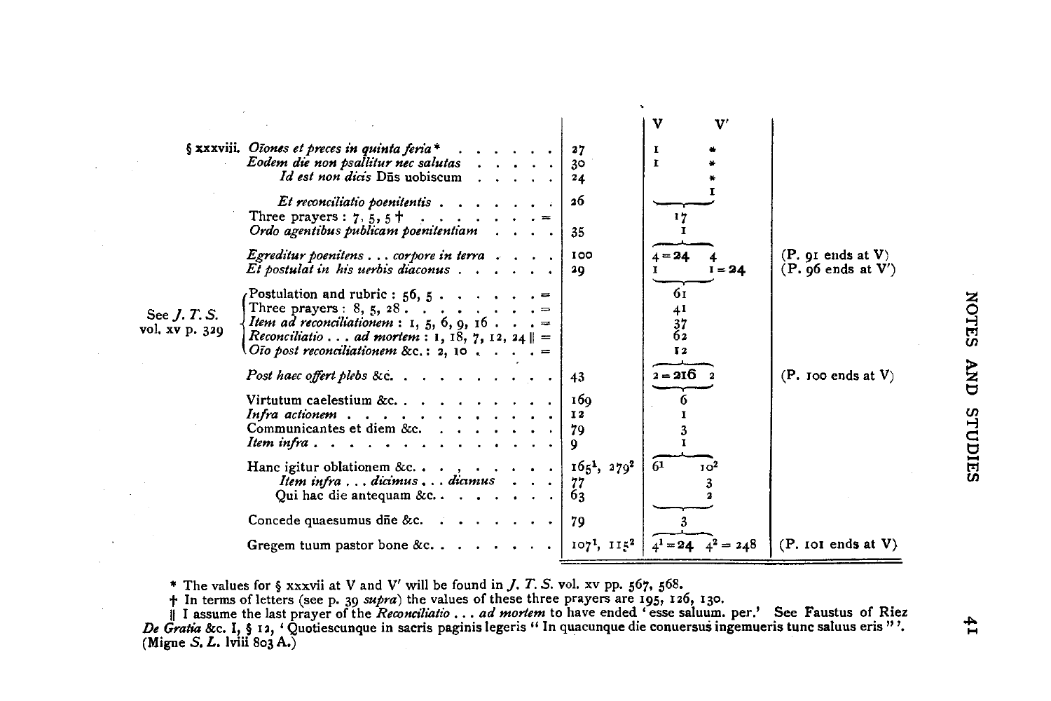| | | | V | V′ | |
|---|---|---|---|---|---|
| § xxxviii. | *Oīones et preces in quinta feria** | 27 | I | * | |
| | *Eodem die non psallitur nec salutas* | 30 | I | * | |
| | *Id est non dicis* Dūs uobiscum | 24 | | * | |
| | | | | I | |
| | *Et reconciliatio poenitentis* | 26 | | | |
| | Three prayers : 7, 5, 5 † . . . = | | 17 | | |
| | *Ordo agentibus publicam poenitentiam* | 35 | I | | |
| | *Egreditur poenitens . . . corpore in terra* | 100 | 4 = **24** | 4 | (P. 91 ends at V) |
| | *Et postulat in his uerbis diaconus* | 29 | I | I = **24** | (P. 96 ends at V′) |
| See *J. T. S.* vol. xv p. 329 | Postulation and rubric : 56, 5 . . . = | | 61 | | |
| | Three prayers : 8, 5, 28 . . . = | | 41 | | |
| | *Item ad reconciliationem* : 1, 5, 6, 9, 16 . . . = | | 37 | | |
| | *Reconciliatio . . . ad mortem* : 1, 18, 7, 12, 24 ‖ = | | 62 | | |
| | *Oīo post reconciliationem* &c. : 2, 10 . . . = | | 12 | | |
| | *Post haec offert plebs* &c. | 43 | 2 = **216** | 2 | (P. 100 ends at V) |
| | Virtutum caelestium &c. | 169 | 6 | | |
| | *Infra actionem* | 12 | I | | |
| | Communicantes et diem &c. | 79 | 3 | | |
| | *Item infra* | 9 | I | | |
| | Hanc igitur oblationem &c. | 165¹, 279² | 6¹ | 10² | |
| | *Item infra . . . dicimus . . . dicimus* | 77 | | 3 | |
| | Qui hac die antequam &c. | 63 | | 2 | |
| | Concede quaesumus dñe &c. | 79 | 3 | | |
| | Gregem tuum pastor bone &c. | 107¹, 115² | 4¹ = **24** | 4² = 248 | (P. 101 ends at V) |

\* The values for § xxxvii at V and V′ will be found in *J. T. S.* vol. xv pp. 567, 568.

† In terms of letters (see p. 39 *supra*) the values of these three prayers are 195, 126, 130.

‖ I assume the last prayer of the *Reconciliatio . . . ad mortem* to have ended 'esse saluum. per.' See Faustus of Riez *De Gratia* &c. I, § 12, 'Quotiescunque in sacris paginis legeris "In quacunque die conuersus ingemueris tunc saluus eris"'. (Migne *S. L.* lviii 803 A.)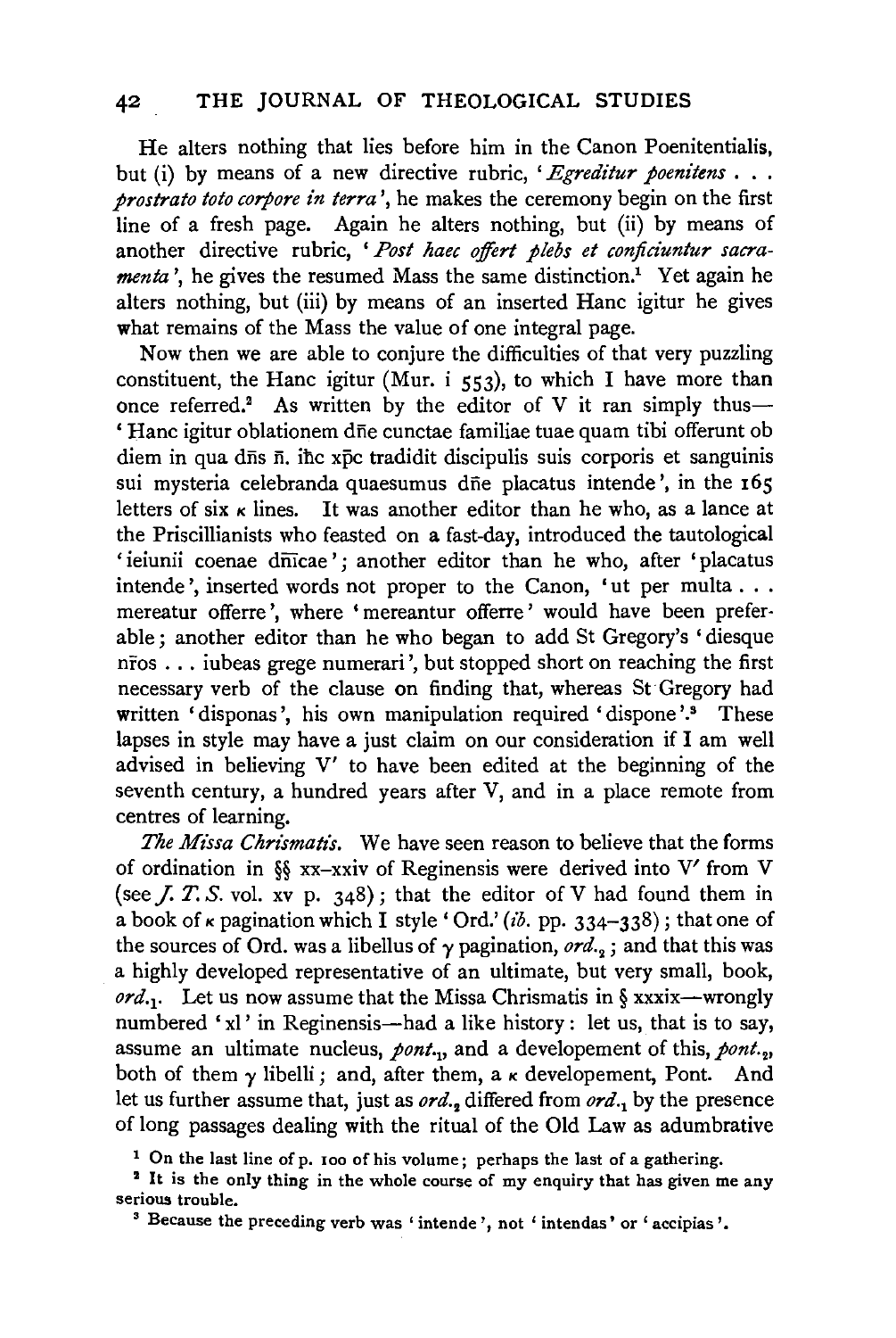He alters nothing that lies before him in the Canon Poenitentialis, but (i) by means of a new directive rubric, '*Egreditur poenitens . . . prostrato toto corpore in terra*', he makes the ceremony begin on the first line of a fresh page. Again he alters nothing, but (ii) by means of another directive rubric, '*Post haec offert plebs et conficiuntur sacramenta*', he gives the resumed Mass the same distinction.[1] Yet again he alters nothing, but (iii) by means of an inserted Hanc igitur he gives what remains of the Mass the value of one integral page.

Now then we are able to conjure the difficulties of that very puzzling constituent, the Hanc igitur (Mur. i 553), to which I have more than once referred.[2] As written by the editor of V it ran simply thus—'Hanc igitur oblationem dñe cunctae familiae tuae quam tibi offerunt ob diem in qua dñs ñ. ihc xpc tradidit discipulis suis corporis et sanguinis sui mysteria celebranda quaesumus dñe placatus intende', in the 165 letters of six κ lines. It was another editor than he who, as a lance at the Priscillianists who feasted on a fast-day, introduced the tautological 'ieiunii coenae dñicae'; another editor than he who, after 'placatus intende', inserted words not proper to the Canon, 'ut per multa . . . mereatur offerre', where 'mereantur offerre' would have been preferable; another editor than he who began to add St Gregory's 'diesque nros . . . iubeas grege numerari', but stopped short on reaching the first necessary verb of the clause on finding that, whereas St Gregory had written 'disponas', his own manipulation required 'dispone'.[3] These lapses in style may have a just claim on our consideration if I am well advised in believing V′ to have been edited at the beginning of the seventh century, a hundred years after V, and in a place remote from centres of learning.

*The Missa Chrismatis.* We have seen reason to believe that the forms of ordination in §§ xx–xxiv of Reginensis were derived into V′ from V (see *J. T. S.* vol. xv p. 348); that the editor of V had found them in a book of κ pagination which I style 'Ord.' (*ib.* pp. 334–338); that one of the sources of Ord. was a libellus of γ pagination, *ord.*$_2$; and that this was a highly developed representative of an ultimate, but very small, book, *ord.*$_1$. Let us now assume that the Missa Chrismatis in § xxxix—wrongly numbered 'xl' in Reginensis—had a like history: let us, that is to say, assume an ultimate nucleus, *pont.*$_1$, and a developement of this, *pont.*$_2$, both of them γ libelli; and, after them, a κ developement, Pont. And let us further assume that, just as *ord.*$_2$ differed from *ord.*$_1$ by the presence of long passages dealing with the ritual of the Old Law as adumbrative

[1] On the last line of p. 100 of his volume; perhaps the last of a gathering.

[2] It is the only thing in the whole course of my enquiry that has given me any serious trouble.

[3] Because the preceding verb was 'intende', not 'intendas' or 'accipias'.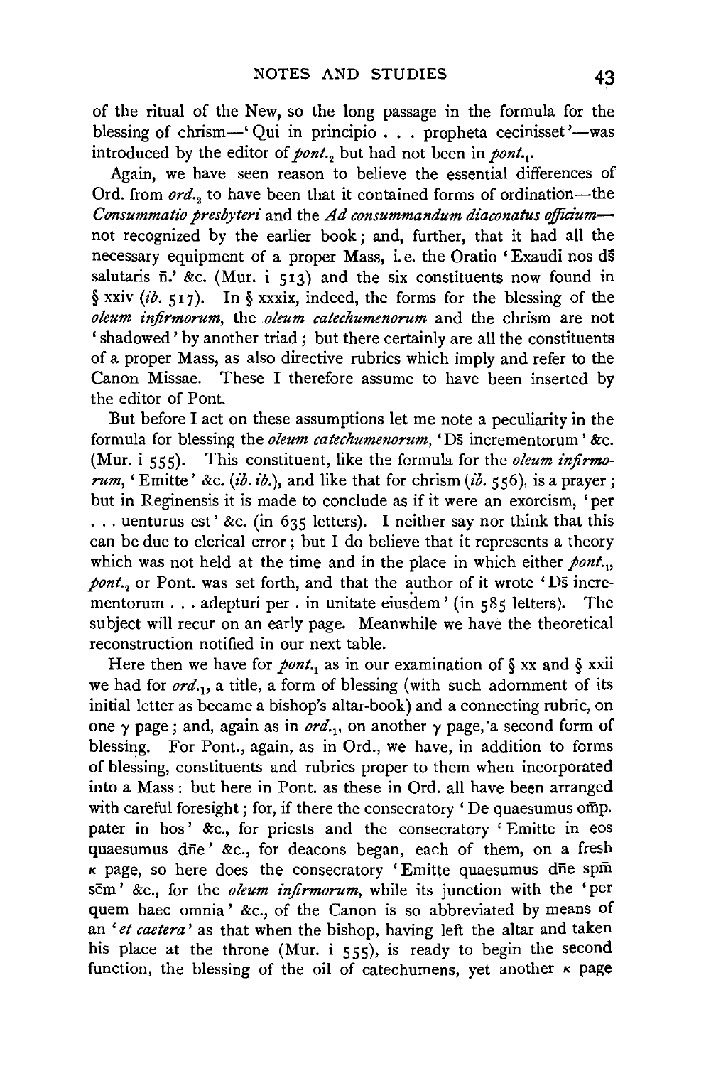of the ritual of the New, so the long passage in the formula for the blessing of chrism—'Qui in principio . . . propheta cecinisset'—was introduced by the editor of *pont.*$_2$ but had not been in *pont.*$_1$.

Again, we have seen reason to believe the essential differences of Ord. from *ord.*$_2$ to have been that it contained forms of ordination—the *Consummatio presbyteri* and the *Ad consummandum diaconatus officium*—not recognized by the earlier book; and, further, that it had all the necessary equipment of a proper Mass, i.e. the Oratio 'Exaudi nos ds̄ salutaris n̄.' &c. (Mur. i 513) and the six constituents now found in § xxiv (*ib.* 517). In § xxxix, indeed, the forms for the blessing of the *oleum infirmorum*, the *oleum catechumenorum* and the chrism are not 'shadowed' by another triad; but there certainly are all the constituents of a proper Mass, as also directive rubrics which imply and refer to the Canon Missae. These I therefore assume to have been inserted by the editor of Pont.

But before I act on these assumptions let me note a peculiarity in the formula for blessing the *oleum catechumenorum*, 'Ds̄ incrementorum' &c. (Mur. i 555). This constituent, like the formula for the *oleum infirmorum*, 'Emitte' &c. (*ib. ib.*), and like that for chrism (*ib.* 556), is a prayer; but in Reginensis it is made to conclude as if it were an exorcism, 'per . . . uenturus est' &c. (in 635 letters). I neither say nor think that this can be due to clerical error; but I do believe that it represents a theory which was not held at the time and in the place in which either *pont.*$_1$, *pont.*$_2$ or Pont. was set forth, and that the author of it wrote 'Ds̄ incrementorum . . . adepturi per . in unitate eiusdem' (in 585 letters). The subject will recur on an early page. Meanwhile we have the theoretical reconstruction notified in our next table.

Here then we have for *pont.*$_1$ as in our examination of § xx and § xxii we had for *ord.*$_1$, a title, a form of blessing (with such adornment of its initial letter as became a bishop's altar-book) and a connecting rubric, on one $\gamma$ page; and, again as in *ord.*$_1$, on another $\gamma$ page, a second form of blessing. For Pont., again, as in Ord., we have, in addition to forms of blessing, constituents and rubrics proper to them when incorporated into a Mass: but here in Pont. as these in Ord. all have been arranged with careful foresight; for, if there the consecratory 'De quaesumus om̄p. pater in hos' &c., for priests and the consecratory 'Emitte in eos quaesumus dn̄e' &c., for deacons began, each of them, on a fresh $\kappa$ page, so here does the consecratory 'Emitte quaesumus dn̄e spm̄ sc̄m' &c., for the *oleum infirmorum*, while its junction with the 'per quem haec omnia' &c., of the Canon is so abbreviated by means of an '*et caetera*' as that when the bishop, having left the altar and taken his place at the throne (Mur. i 555), is ready to begin the second function, the blessing of the oil of catechumens, yet another $\kappa$ page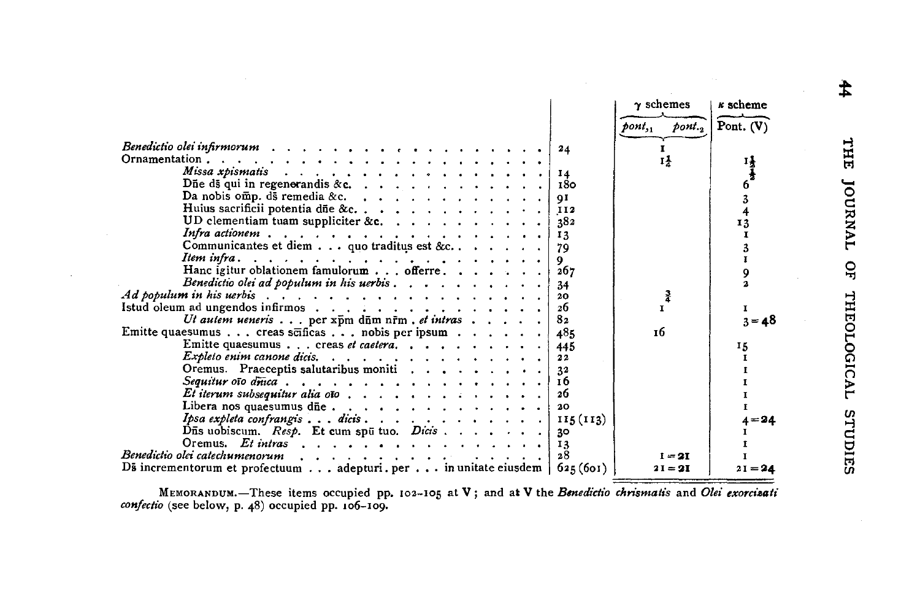| | | γ schemes | | κ scheme |
|---|---|---|---|---|
| | | *pont.*,1 | *pont.*,2 | Pont. (V) |
| *Benedictio olei infirmorum* | 24 | 1 | | |
| Ornamentation | | $1\frac{1}{4}$ | | $1\frac{1}{2}$ |
| *Missa xpismatis* | 14 | | | $\frac{1}{2}$ |
| Dñe dš qui in regenerandis &c. | 180 | | | 6 |
| Da nobis omp. dš remedia &c. | 91 | | | 3 |
| Huius sacrificii potentia dñe &c. | 112 | | | 4 |
| UD clementiam tuam suppliciter &c. | 382 | | | 13 |
| *Infra actionem* | 13 | | | 1 |
| Communicantes et diem . . . quo traditus est &c. | 79 | | | 3 |
| *Item infra* | 9 | | | 1 |
| Hanc igitur oblationem famulorum . . . offerre | 267 | | | 9 |
| *Benedictio olei ad populum in his uerbis* | 34 | | | 2 |
| *Ad populum in his uerbis* | 20 | $\frac{3}{4}$ | | |
| Istud oleum ad ungendos infirmos | 26 | 1 | | 1 |
| *Ut autem ueneris* . . . per xp̄m dn̄m nr̄m . *et intras* | 82 | | | 3 = **48** |
| Emitte quaesumus . . . creas sc̄ificas . . . nobis per ipsum | 485 | 16 | | |
| Emitte quaesumus . . . creas *et caetera* | 445 | | | 15 |
| *Expleto enim canone dicis* | 22 | | | 1 |
| Oremus. Praeceptis salutaribus moniti | 32 | | | 1 |
| *Sequitur oīo dn̄ica* | 16 | | | 1 |
| *Et iterum subsequitur alia oīo* | 26 | | | 1 |
| Libera nos quaesumus dñe | 20 | | | 1 |
| *Ipsa expleta confrangis . . . dicis* | 115 (113) | | | 4 = **24** |
| Dn̄s uobiscum. *Resp.* Et cum spū tuo. *Dicis* | 30 | | | 1 |
| Oremus. *Et intras* | 13 | | | 1 |
| *Benedictio olei catechumenorum* | 28 | 1 = **21** | | 1 |
| Dš incrementorum et profectuum . . . adepturi . per . . . in unitate eiusdem | 625 (601) | 21 = **21** | | 21 = **24** |

MEMORANDUM.—These items occupied pp. 102–105 at V; and at V the *Benedictio chrismatis* and *Olei exorcizati confectio* (see below, p. 48) occupied pp. 106–109.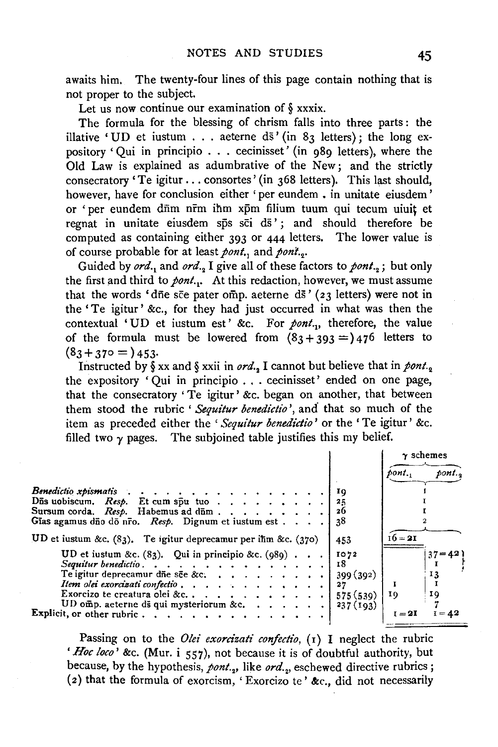awaits him. The twenty-four lines of this page contain nothing that is not proper to the subject.

Let us now continue our examination of § xxxix.

The formula for the blessing of chrism falls into three parts: the illative 'UD et iustum . . . aeterne ds̄' (in 83 letters); the long expository 'Qui in principio . . . cecinisset' (in 989 letters), where the Old Law is explained as adumbrative of the New; and the strictly consecratory 'Te igitur . . . consortes' (in 368 letters). This last should, however, have for conclusion either 'per eundem . in unitate eiusdem' or 'per eundem dn̄m nr̄m ih̄m xp̄m filium tuum qui tecum uiuit et regnat in unitate eiusdem sp̄s sc̄i ds̄'; and should therefore be computed as containing either 393 or 444 letters. The lower value is of course probable for at least *pont.*$_1$ and *pont.*$_2$.

Guided by *ord.*$_1$ and *ord.*$_2$ I give all of these factors to *pont.*$_2$; but only the first and third to *pont.*$_1$. At this redaction, however, we must assume that the words 'dn̄e sc̄e pater om̄p. aeterne ds̄' (23 letters) were not in the 'Te igitur' &c., for they had just occurred in what was then the contextual 'UD et iustum est' &c. For *pont.*$_1$, therefore, the value of the formula must be lowered from (83 + 393 =) 476 letters to (83 + 370 =) 453.

Instructed by § xx and § xxii in *ord.*$_2$ I cannot but believe that in *pont.*$_2$ the expository 'Qui in principio . . . cecinisset' ended on one page, that the consecratory 'Te igitur' &c. began on another, that between them stood the rubric '*Sequitur benedictio*', and that so much of the item as preceded either the '*Sequitur benedictio*' or the 'Te igitur' &c. filled two γ pages. The subjoined table justifies this my belief.

| | | γ schemes | |
|---|---|---|---|
| | | *pont.*$_1$ | *pont.*$_2$ |
| *Benedictio xpismatis* | 19 | 1 | |
| Dn̄s uobiscum. *Resp.* Et cum sp̄u tuo | 25 | 1 | |
| Sursum corda. *Resp.* Habemus ad dn̄m | 26 | 1 | |
| Gr̄as agamus dn̄o dō nr̄o. *Resp.* Dignum et iustum est | 38 | 2 | |
| UD et iustum &c. (83). Te igitur deprecamur per ih̄m &c. (370) | 453 | 16 = 21 | |
| UD et iustum &c. (83). Qui in principio &c. (989) | 1072 | | 37 = 42 |
| *Sequitur benedictio* | 18 | | 1 |
| Te igitur deprecamur dn̄e sc̄e &c. | 399 (392) | | 13 |
| *Item olei exorcizati confectio* | 27 | 1 | 1 |
| Exorcizo te creatura olei &c. | 575 (539) | 19 | 19 |
| UD om̄p. aeterne ds̄ qui mysteriorum &c. | 237 (193) | | 7 |
| Explicit, or other rubric | | 1 = 21 | 1 = 42 |

Passing on to the *Olei exorcizati confectio*, (1) I neglect the rubric '*Hoc loco*' &c. (Mur. i 557), not because it is of doubtful authority, but because, by the hypothesis, *pont.*$_2$, like *ord.*$_2$, eschewed directive rubrics; (2) that the formula of exorcism, 'Exorcizo te' &c., did not necessarily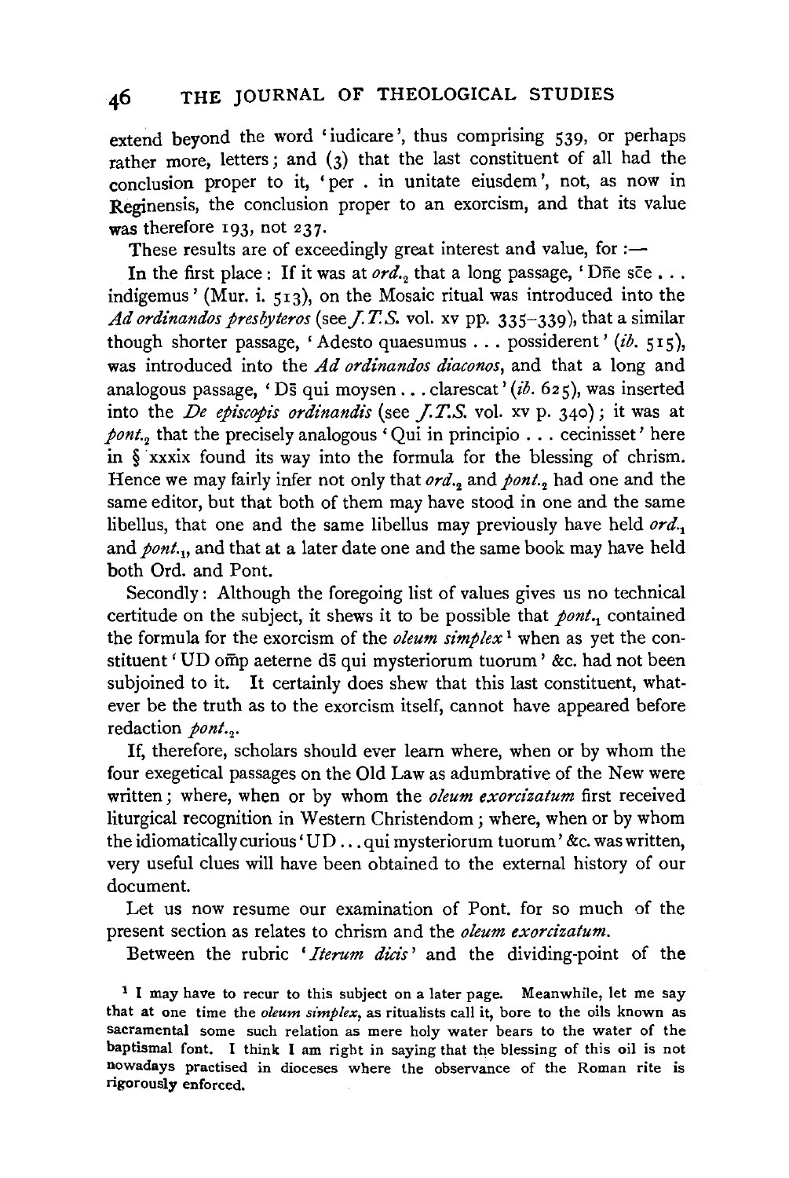extend beyond the word 'iudicare', thus comprising 539, or perhaps rather more, letters; and (3) that the last constituent of all had the conclusion proper to it, 'per . in unitate eiusdem', not, as now in Reginensis, the conclusion proper to an exorcism, and that its value was therefore 193, not 237.

These results are of exceedingly great interest and value, for :—

In the first place: If it was at *ord.*$_2$ that a long passage, 'Dn̄e sc̄e . . . indigemus' (Mur. i. 513), on the Mosaic ritual was introduced into the *Ad ordinandos presbyteros* (see *J.T.S.* vol. xv pp. 335–339), that a similar though shorter passage, 'Adesto quaesumus . . . possiderent' (*ib.* 515), was introduced into the *Ad ordinandos diaconos*, and that a long and analogous passage, 'Ds̄ qui moysen . . . clarescat' (*ib.* 625), was inserted into the *De episcopis ordinandis* (see *J.T.S.* vol. xv p. 340); it was at *pont.*$_2$ that the precisely analogous 'Qui in principio . . . cecinisset' here in § xxxix found its way into the formula for the blessing of chrism. Hence we may fairly infer not only that *ord.*$_2$ and *pont.*$_2$ had one and the same editor, but that both of them may have stood in one and the same libellus, that one and the same libellus may previously have held *ord.*$_1$ and *pont.*$_1$, and that at a later date one and the same book may have held both Ord. and Pont.

Secondly: Although the foregoing list of values gives us no technical certitude on the subject, it shews it to be possible that *pont.*$_1$ contained the formula for the exorcism of the *oleum simplex*[1] when as yet the constituent 'UD om̄p aeterne ds̄ qui mysteriorum tuorum' &c. had not been subjoined to it. It certainly does shew that this last constituent, whatever be the truth as to the exorcism itself, cannot have appeared before redaction *pont.*$_2$.

If, therefore, scholars should ever learn where, when or by whom the four exegetical passages on the Old Law as adumbrative of the New were written; where, when or by whom the *oleum exorcizatum* first received liturgical recognition in Western Christendom; where, when or by whom the idiomatically curious 'UD . . . qui mysteriorum tuorum' &c. was written, very useful clues will have been obtained to the external history of our document.

Let us now resume our examination of Pont. for so much of the present section as relates to chrism and the *oleum exorcizatum*.

Between the rubric '*Iterum dicis*' and the dividing-point of the

[1] I may have to recur to this subject on a later page. Meanwhile, let me say that at one time the *oleum simplex*, as ritualists call it, bore to the oils known as sacramental some such relation as mere holy water bears to the water of the baptismal font. I think I am right in saying that the blessing of this oil is not nowadays practised in dioceses where the observance of the Roman rite is rigorously enforced.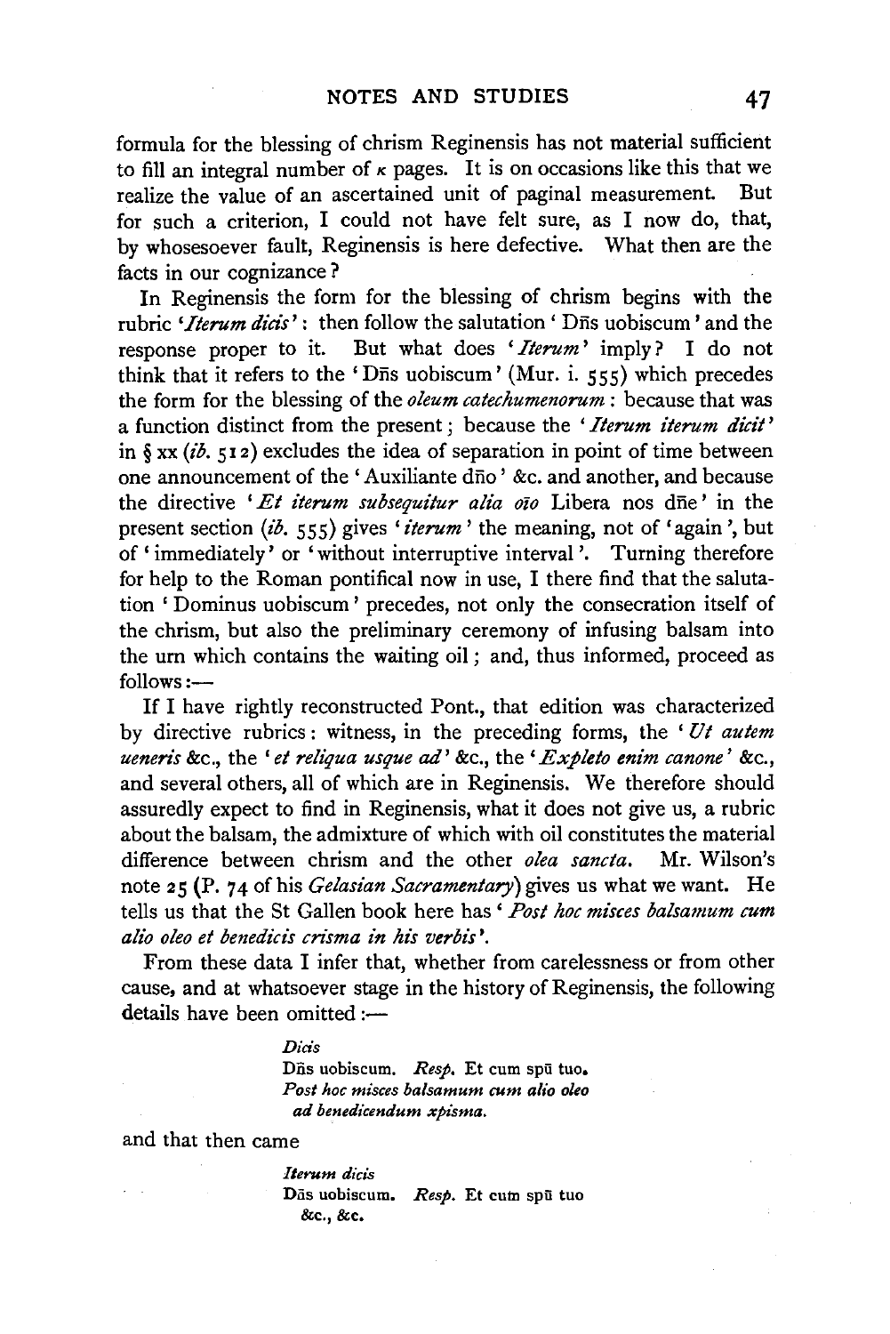formula for the blessing of chrism Reginensis has not material sufficient to fill an integral number of κ pages. It is on occasions like this that we realize the value of an ascertained unit of paginal measurement. But for such a criterion, I could not have felt sure, as I now do, that, by whosesoever fault, Reginensis is here defective. What then are the facts in our cognizance?

In Reginensis the form for the blessing of chrism begins with the rubric '*Iterum dicis*': then follow the salutation 'Dn̄s uobiscum' and the response proper to it. But what does '*Iterum*' imply? I do not think that it refers to the 'Dn̄s uobiscum' (Mur. i. 555) which precedes the form for the blessing of the *oleum catechumenorum*: because that was a function distinct from the present; because the '*Iterum iterum dicit*' in § xx (*ib.* 512) excludes the idea of separation in point of time between one announcement of the 'Auxiliante dn̄o' &c. and another, and because the directive '*Et iterum subsequitur alia o͞io* Libera nos dn̄e' in the present section (*ib.* 555) gives '*iterum*' the meaning, not of 'again', but of 'immediately' or 'without interruptive interval'. Turning therefore for help to the Roman pontifical now in use, I there find that the salutation 'Dominus uobiscum' precedes, not only the consecration itself of the chrism, but also the preliminary ceremony of infusing balsam into the urn which contains the waiting oil; and, thus informed, proceed as follows:—

If I have rightly reconstructed Pont., that edition was characterized by directive rubrics: witness, in the preceding forms, the '*Ut autem ueneris* &c., the '*et reliqua usque ad*' &c., the '*Expleto enim canone*' &c., and several others, all of which are in Reginensis. We therefore should assuredly expect to find in Reginensis, what it does not give us, a rubric about the balsam, the admixture of which with oil constitutes the material difference between chrism and the other *olea sancta*. Mr. Wilson's note 25 (P. 74 of his *Gelasian Sacramentary*) gives us what we want. He tells us that the St Gallen book here has '*Post hoc misces balsamum cum alio oleo et benedicis crisma in his verbis*'.

From these data I infer that, whether from carelessness or from other cause, and at whatsoever stage in the history of Reginensis, the following details have been omitted:—

> *Dicis*
> Dn̄s uobiscum. *Resp.* Et cum spū tuo.
> *Post hoc misces balsamum cum alio oleo ad benedicendum xpisma.*

and that then came

> *Iterum dicis*
> Dn̄s uobiscum. *Resp.* Et cum spū tuo
> &c., &c.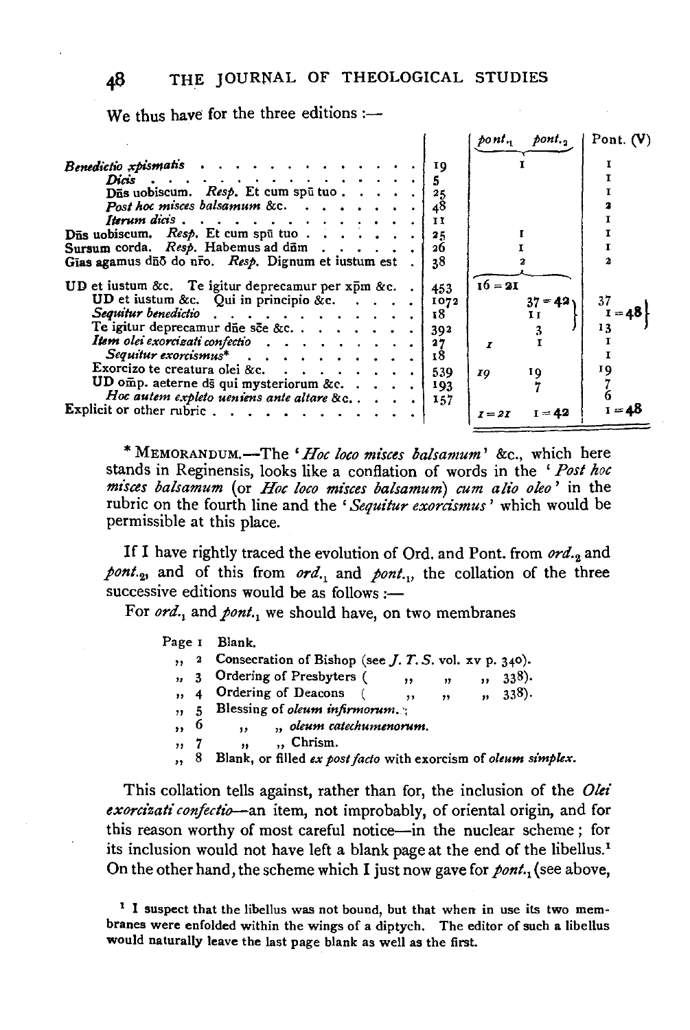We thus have for the three editions :—

| | | $pont._1$ | $pont._2$ | Pont. (V) |
|---|---|---|---|---|
| *Benedictio xpismatis* | 19 | | 1 | 1 |
| *Dicis* | 5 | | | 1 |
| Dñs uobiscum. *Resp.* Et cum spū tuo | 25 | | | 1 |
| *Post hoc misces balsamum* &c. | 48 | | | 2 |
| *Iterum dicis* | 11 | | | 1 |
| Dñs uobiscum. *Resp.* Et cum spū tuo | 25 | | 1 | 1 |
| Sursum corda. *Resp.* Habemus ad dñm | 26 | | 1 | 1 |
| Gras agamus dñō do nr̄o. *Resp.* Dignum et iustum est | 38 | | 2 | 2 |
| UD et iustum &c. Te igitur deprecamur per xp̄m &c. | 453 | 16 = 21 | | |
| UD et iustum &c. Qui in principio &c. | 1072 | | 37 = 42 } | 37 } |
| *Sequitur benedictio* | 18 | | 11 } | 1 = 48 } |
| Te igitur deprecamur dñe sc̄e &c. | 392 | | 3 } | 13 } |
| *Item olei exorcizati confectio* | 27 | *1* | 1 | 1 |
| *Sequitur exorcismus** | 18 | | | 1 |
| Exorcizo te creatura olei &c. | 539 | *19* | 19 | 19 |
| UD om̄p. aeterne ds̄ qui mysteriorum &c. | 193 | | 7 | 7 |
| *Hoc autem expleto ueniens ante altare* &c. | 157 | | | 6 |
| Explicit or other rubric | | *1 = 21* | 1 = 42 | 1 = 48 |

\* MEMORANDUM.—The '*Hoc loco misces balsamum*' &c., which here stands in Reginensis, looks like a conflation of words in the '*Post hoc misces balsamum* (or *Hoc loco misces balsamum*) *cum alio oleo*' in the rubric on the fourth line and the '*Sequitur exorcismus*' which would be permissible at this place.

If I have rightly traced the evolution of Ord. and Pont. from $ord._2$ and $pont._2$, and of this from $ord._1$ and $pont._1$, the collation of the three successive editions would be as follows :—

For $ord._1$ and $pont._1$ we should have, on two membranes

- Page 1 Blank.
- ,, 2 Consecration of Bishop (see *J. T. S.* vol. xv p. 340).
- ,, 3 Ordering of Presbyters ( ,, ,, ,, 338).
- ,, 4 Ordering of Deacons ( ,, ,, ,, 338).
- ,, 5 Blessing of *oleum infirmorum*.
- ,, 6 ,, ,, *oleum catechumenorum*.
- ,, 7 ,, ,, Chrism.
- ,, 8 Blank, or filled *ex post facto* with exorcism of *oleum simplex*.

This collation tells against, rather than for, the inclusion of the *Olei exorcizati confectio*—an item, not improbably, of oriental origin, and for this reason worthy of most careful notice—in the nuclear scheme; for its inclusion would not have left a blank page at the end of the libellus.[1] On the other hand, the scheme which I just now gave for $pont._1$ (see above,

[1] I suspect that the libellus was not bound, but that when in use its two membranes were enfolded within the wings of a diptych. The editor of such a libellus would naturally leave the last page blank as well as the first.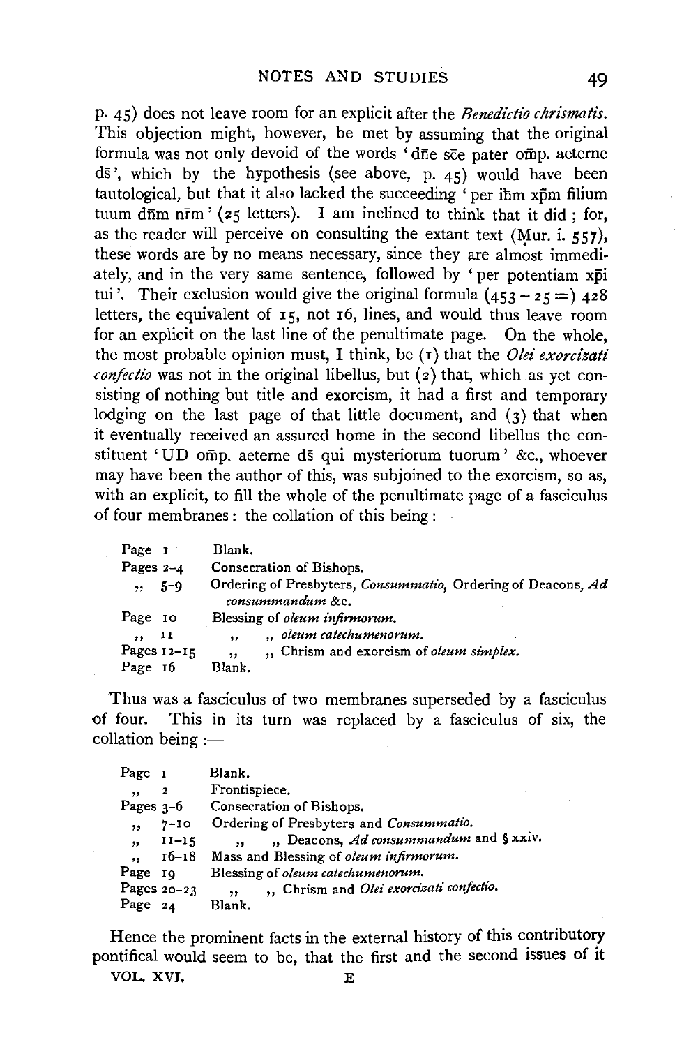p. 45) does not leave room for an explicit after the *Benedictio chrismatis*. This objection might, however, be met by assuming that the original formula was not only devoid of the words 'dn̄e sc̄e pater om̄p. aeterne ds̄', which by the hypothesis (see above, p. 45) would have been tautological, but that it also lacked the succeeding 'per ih̄m xp̄m filium tuum dn̄m nr̄m' (25 letters). I am inclined to think that it did; for, as the reader will perceive on consulting the extant text (Mur. i. 557), these words are by no means necessary, since they are almost immediately, and in the very same sentence, followed by 'per potentiam xp̄i tui'. Their exclusion would give the original formula (453 − 25 =) 428 letters, the equivalent of 15, not 16, lines, and would thus leave room for an explicit on the last line of the penultimate page. On the whole, the most probable opinion must, I think, be (1) that the *Olei exorcizati confectio* was not in the original libellus, but (2) that, which as yet consisting of nothing but title and exorcism, it had a first and temporary lodging on the last page of that little document, and (3) that when it eventually received an assured home in the second libellus the constituent 'UD om̄p. aeterne ds̄ qui mysteriorum tuorum' &c., whoever may have been the author of this, was subjoined to the exorcism, so as, with an explicit, to fill the whole of the penultimate page of a fasciculus of four membranes: the collation of this being:—

| | |
|---|---|
| Page 1 | Blank. |
| Pages 2–4 | Consecration of Bishops. |
| ,, 5–9 | Ordering of Presbyters, *Consummatio*, Ordering of Deacons, *Ad consummandum* &c. |
| Page 10 | Blessing of *oleum infirmorum*. |
| ,, 11 | ,, ,, *oleum catechumenorum*. |
| Pages 12–15 | ,, ,, Chrism and exorcism of *oleum simplex*. |
| Page 16 | Blank. |

Thus was a fasciculus of two membranes superseded by a fasciculus of four. This in its turn was replaced by a fasciculus of six, the collation being:—

| | |
|---|---|
| Page 1 | Blank. |
| ,, 2 | Frontispiece. |
| Pages 3–6 | Consecration of Bishops. |
| ,, 7–10 | Ordering of Presbyters and *Consummatio*. |
| ,, 11–15 | ,, ,, Deacons, *Ad consummandum* and § xxiv. |
| ,, 16–18 | Mass and Blessing of *oleum infirmorum*. |
| Page 19 | Blessing of *oleum catechumenorum*. |
| Pages 20–23 | ,, ,, Chrism and *Olei exorcizati confectio*. |
| Page 24 | Blank. |

Hence the prominent facts in the external history of this contributory pontifical would seem to be, that the first and the second issues of it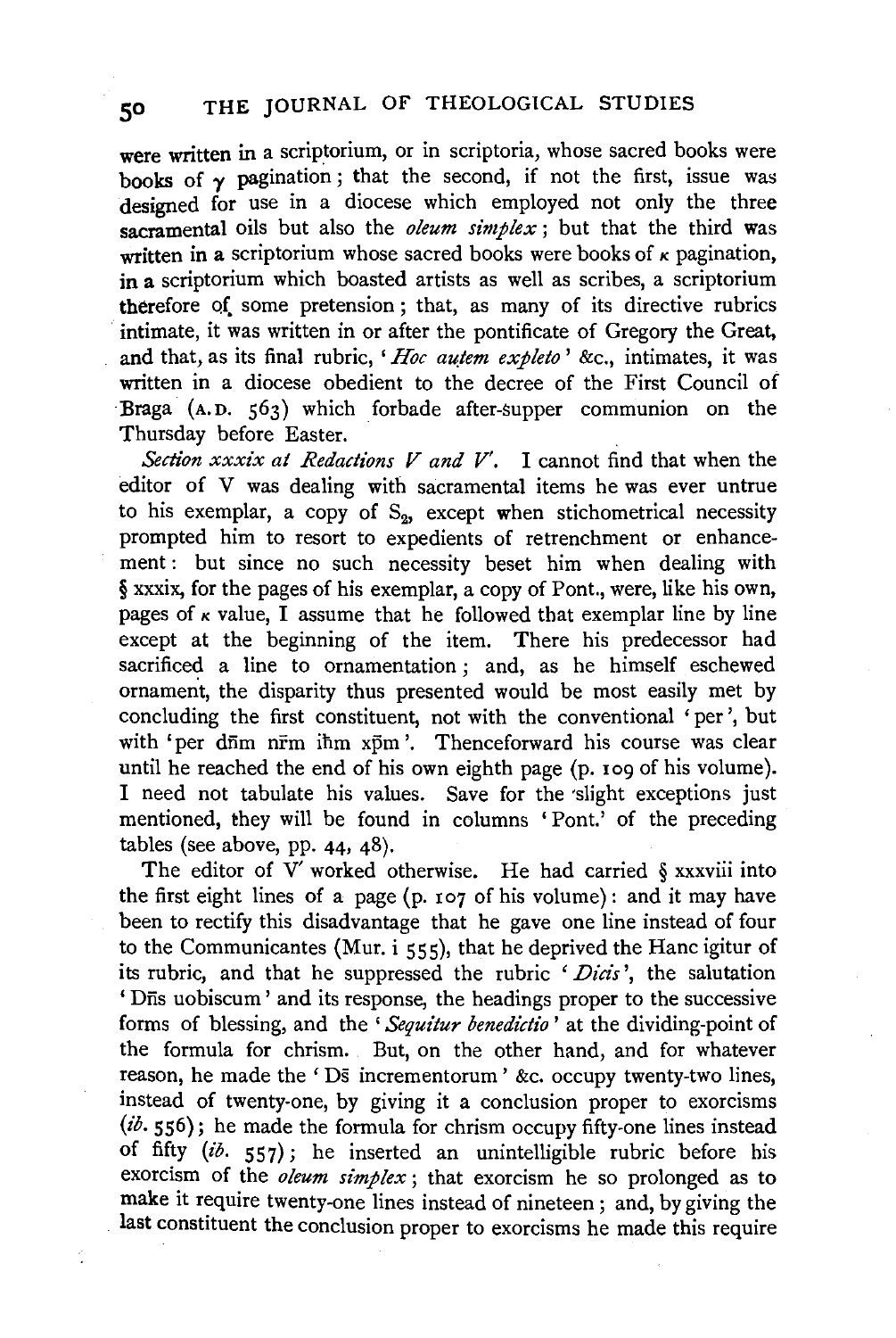were written in a scriptorium, or in scriptoria, whose sacred books were books of $\gamma$ pagination; that the second, if not the first, issue was designed for use in a diocese which employed not only the three sacramental oils but also the *oleum simplex*; but that the third was written in a scriptorium whose sacred books were books of $\kappa$ pagination, in a scriptorium which boasted artists as well as scribes, a scriptorium therefore of some pretension; that, as many of its directive rubrics intimate, it was written in or after the pontificate of Gregory the Great, and that, as its final rubric, '*Hoc autem expleto*' &c., intimates, it was written in a diocese obedient to the decree of the First Council of Braga (A.D. 563) which forbade after-supper communion on the Thursday before Easter.

*Section xxxix at Redactions V and V′.* I cannot find that when the editor of V was dealing with sacramental items he was ever untrue to his exemplar, a copy of $S_2$, except when stichometrical necessity prompted him to resort to expedients of retrenchment or enhancement: but since no such necessity beset him when dealing with § xxxix, for the pages of his exemplar, a copy of Pont., were, like his own, pages of $\kappa$ value, I assume that he followed that exemplar line by line except at the beginning of the item. There his predecessor had sacrificed a line to ornamentation; and, as he himself eschewed ornament, the disparity thus presented would be most easily met by concluding the first constituent, not with the conventional 'per', but with 'per dn̄m nr̄m ih̄m xp̄m'. Thenceforward his course was clear until he reached the end of his own eighth page (p. 109 of his volume). I need not tabulate his values. Save for the slight exceptions just mentioned, they will be found in columns 'Pont.' of the preceding tables (see above, pp. 44, 48).

The editor of V′ worked otherwise. He had carried § xxxviii into the first eight lines of a page (p. 107 of his volume): and it may have been to rectify this disadvantage that he gave one line instead of four to the Communicantes (Mur. i 555), that he deprived the Hanc igitur of its rubric, and that he suppressed the rubric '*Dicis*', the salutation 'Dn̄s uobiscum' and its response, the headings proper to the successive forms of blessing, and the '*Sequitur benedictio*' at the dividing-point of the formula for chrism. But, on the other hand, and for whatever reason, he made the 'Ds̄ incrementorum' &c. occupy twenty-two lines, instead of twenty-one, by giving it a conclusion proper to exorcisms (*ib.* 556); he made the formula for chrism occupy fifty-one lines instead of fifty (*ib.* 557); he inserted an unintelligible rubric before his exorcism of the *oleum simplex*; that exorcism he so prolonged as to make it require twenty-one lines instead of nineteen; and, by giving the last constituent the conclusion proper to exorcisms he made this require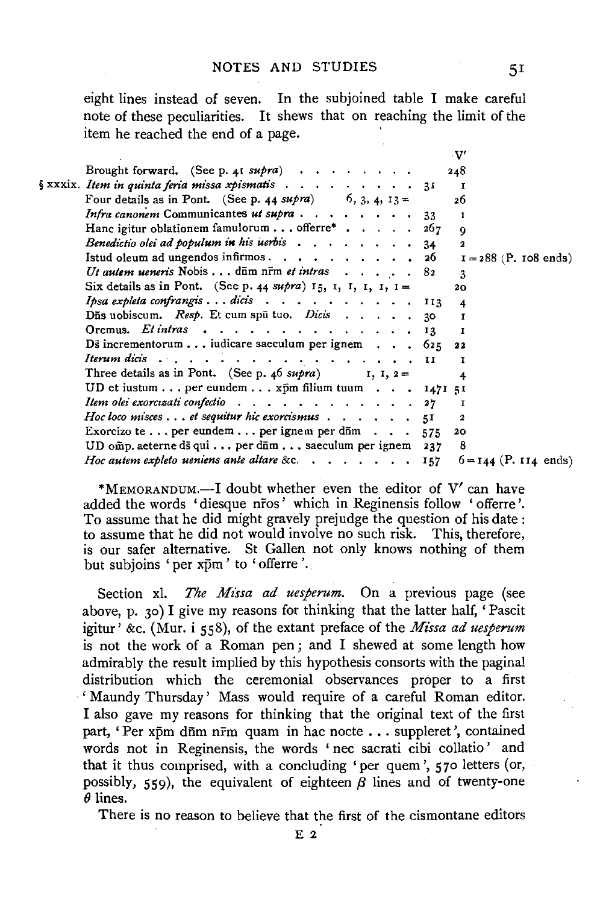eight lines instead of seven. In the subjoined table I make careful note of these peculiarities. It shews that on reaching the limit of the item he reached the end of a page.

| | | | V′ |
|---|---|---|---|
| | Brought forward. (See p. 41 *supra*) | | 248 |
| § xxxix. | *Item in quinta feria missa xpismatis* | 31 | 1 |
| | Four details as in Pont. (See p. 44 *supra*) 6, 3, 4, 13 = | | 26 |
| | *Infra canonem* Communicantes *ut supra* | 33 | 1 |
| | Hanc igitur oblationem famulorum . . . offerre* | 267 | 9 |
| | *Benedictio olei ad populum in his uerbis* | 34 | 2 |
| | Istud oleum ad ungendos infirmos | 26 | 1 = 288 (P. 108 ends) |
| | *Ut autem ueneris* Nobis . . . dñm nr̄m *et intras* | 82 | 3 |
| | Six details as in Pont. (See p. 44 *supra*) 15, 1, 1, 1, 1, 1 = | | 20 |
| | *Ipsa expleta confrangis . . . dicis* | 113 | 4 |
| | Dn̄s uobiscum. *Resp.* Et cum spū tuo. *Dicis* | 30 | 1 |
| | Oremus. *Et intras* | 13 | 1 |
| | Ds̄ incrementorum . . . iudicare saeculum per ignem | 625 | 22 |
| | *Iterum dicis* | 11 | 1 |
| | Three details as in Pont. (See p. 46 *supra*) 1, 1, 2 = | | 4 |
| | UD et iustum . . . per eundem . . . xp̄m filium tuum | 1471 | 51 |
| | *Item olei exorcizati confectio* | 27 | 1 |
| | *Hoc loco misces . . . et sequitur hic exorcismus* | 51 | 2 |
| | Exorcizo te . . . per eundem . . . per ignem per dñm | 575 | 20 |
| | UD om̄p. aeterne ds̄ qui . . . per dñm . . . saeculum per ignem | 237 | 8 |
| | *Hoc autem expleto ueniens ante altare* &c. | 157 | 6 = 144 (P. 114 ends) |

*Memorandum.—I doubt whether even the editor of V′ can have added the words 'diesque nr̄os' which in Reginensis follow 'offerre'. To assume that he did might gravely prejudge the question of his date: to assume that he did not would involve no such risk. This, therefore, is our safer alternative. St Gallen not only knows nothing of them but subjoins 'per xp̄m' to 'offerre'.

Section xl. *The Missa ad uesperum.* On a previous page (see above, p. 30) I give my reasons for thinking that the latter half, 'Pascit igitur' &c. (Mur. i 558), of the extant preface of the *Missa ad uesperum* is not the work of a Roman pen; and I shewed at some length how admirably the result implied by this hypothesis consorts with the paginal distribution which the ceremonial observances proper to a first 'Maundy Thursday' Mass would require of a careful Roman editor. I also gave my reasons for thinking that the original text of the first part, 'Per xp̄m dñm nr̄m quam in hac nocte . . . suppleret', contained words not in Reginensis, the words 'nec sacrati cibi collatio' and that it thus comprised, with a concluding 'per quem', 570 letters (or, possibly, 559), the equivalent of eighteen $\beta$ lines and of twenty-one $\theta$ lines.

There is no reason to believe that the first of the cismontane editors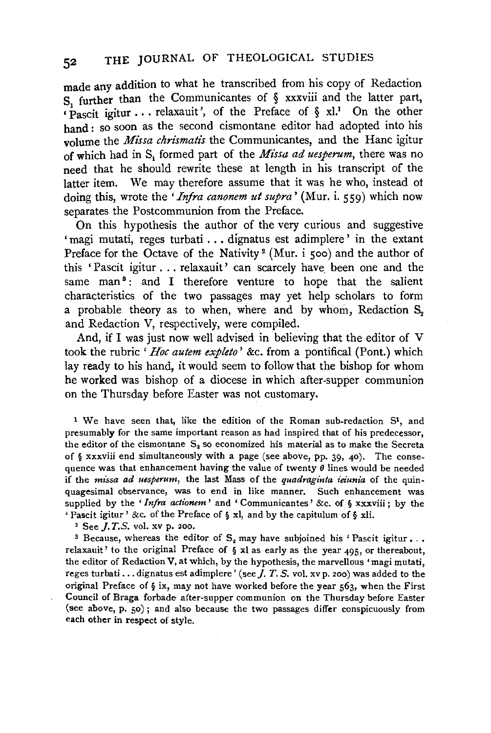made any addition to what he transcribed from his copy of Redaction $S_1$ further than the Communicantes of § xxxviii and the latter part, 'Pascit igitur . . . relaxauit', of the Preface of § xl.[1] On the other hand: so soon as the second cismontane editor had adopted into his volume the *Missa chrismatis* the Communicantes, and the Hanc igitur of which had in $S_1$ formed part of the *Missa ad uesperum*, there was no need that he should rewrite these at length in his transcript of the latter item. We may therefore assume that it was he who, instead of doing this, wrote the '*Infra canonem ut supra*' (Mur. i. 559) which now separates the Postcommunion from the Preface.

On this hypothesis the author of the very curious and suggestive 'magi mutati, reges turbati . . . dignatus est adimplere' in the extant Preface for the Octave of the Nativity[2] (Mur. i 500) and the author of this 'Pascit igitur . . . relaxauit' can scarcely have been one and the same man[3]: and I therefore venture to hope that the salient characteristics of the two passages may yet help scholars to form a probable theory as to when, where and by whom, Redaction $S_2$ and Redaction V, respectively, were compiled.

And, if I was just now well advised in believing that the editor of V took the rubric '*Hoc autem expleto*' &c. from a pontifical (Pont.) which lay ready to his hand, it would seem to follow that the bishop for whom he worked was bishop of a diocese in which after-supper communion on the Thursday before Easter was not customary.

[1] We have seen that, like the edition of the Roman sub-redaction $S^1$, and presumably for the same important reason as had inspired that of his predecessor, the editor of the cismontane $S_2$ so economized his material as to make the Secreta of § xxxviii end simultaneously with a page (see above, pp. 39, 40). The consequence was that enhancement having the value of twenty $\theta$ lines would be needed if the *missa ad uesperum*, the last Mass of the *quadraginta ieiunia* of the quinquagesimal observance, was to end in like manner. Such enhancement was supplied by the '*Infra actionem*' and 'Communicantes' &c. of § xxxviii; by the 'Pascit igitur' &c. of the Preface of § xl, and by the capitulum of § xli.

[2] See *J.T.S.* vol. xv p. 200.

[3] Because, whereas the editor of $S_2$ may have subjoined his 'Pascit igitur . . . relaxauit' to the original Preface of § xl as early as the year 495, or thereabout, the editor of Redaction V, at which, by the hypothesis, the marvellous 'magi mutati, reges turbati . . . dignatus est adimplere' (see *J. T. S.* vol. xv p. 200) was added to the original Preface of § ix, may not have worked before the year 563, when the First Council of Braga forbade after-supper communion on the Thursday before Easter (see above, p. 50); and also because the two passages differ conspicuously from each other in respect of style.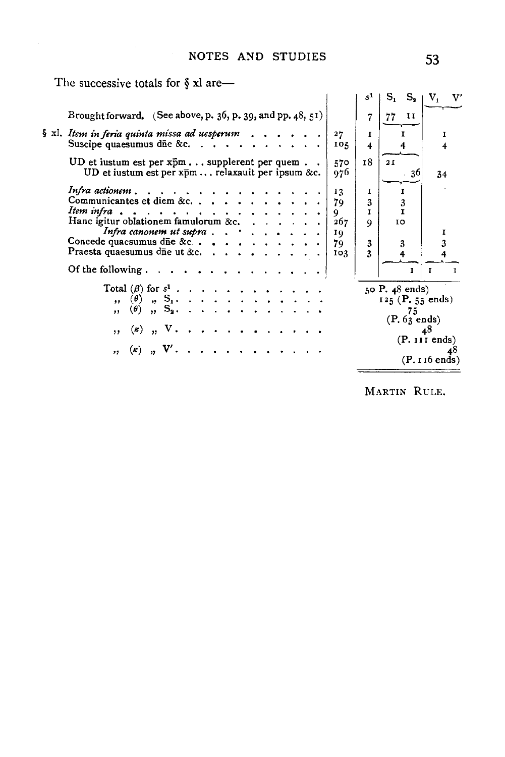The successive totals for § xl are—

| | | | $s^1$ | $S_1$ | $S_2$ | $V_1$ | V′ |
|---|---|---|---|---|---|---|---|
| | Brought forward. (See above, p. 36, p. 39, and pp. 48, 51) | | 7 | 77 | 11 | | |
| § xl. | *Item in feria quinta missa ad uesperum* | 27 | I | I | | I | |
| | Suscipe quaesumus dñe &c. | 105 | 4 | 4 | | 4 | |
| | UD et iustum est per xp̄m . . . supplerent per quem | 570 | 18 | 21 | | | |
| | UD et iustum est per xp̄m . . . relaxauit per ipsum &c. | 976 | | | 36 | 34 | |
| | *Infra actionem* | 13 | I | I | | | |
| | Communicantes et diem &c. | 79 | 3 | 3 | | | |
| | *Item infra* | 9 | I | I | | | |
| | Hanc igitur oblationem famulorum &c. | 267 | 9 | 10 | | | |
| | *Infra canonem ut supra* | 19 | | | | I | |
| | Concede quaesumus dñe &c. | 79 | 3 | 3 | | 3 | |
| | Praesta quaesumus dñe ut &c. | 103 | 3 | 4 | | 4 | |
| | Of the following | | | | I | I | I |

Total (β) for $s^1$ . . . . . . 50 P. 48 ends)

„ (θ) „ $S_1$ . . . . . . 125 (P. 55 ends)

„ (θ) „ $S_2$ . . . . . . 75 (P. 63 ends)

„ (κ) „ V . . . . . . 48 (P. 111 ends)

„ (κ) „ V′ . . . . . . 48 (P. 116 ends)

MARTIN RULE.